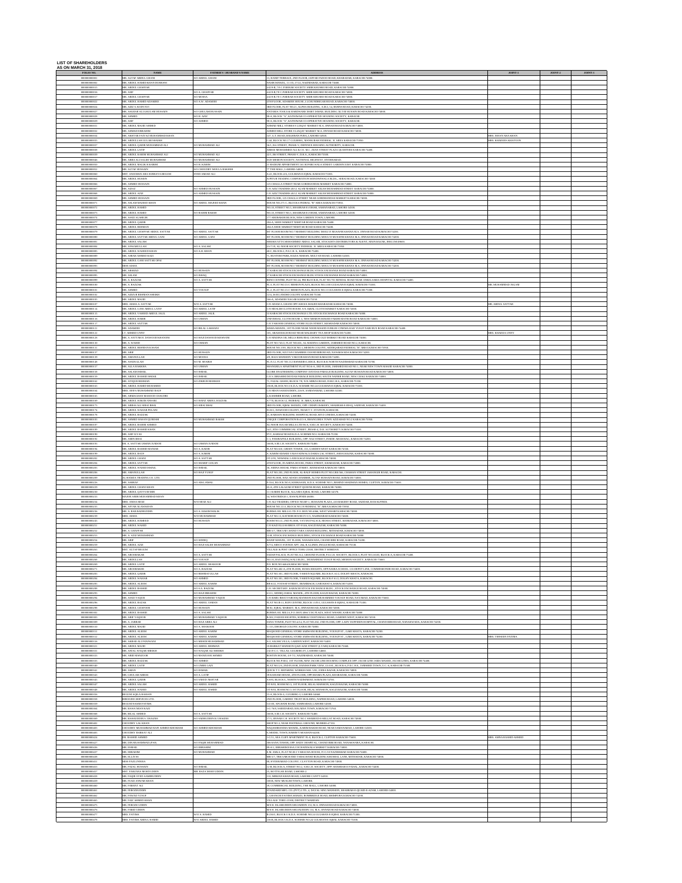# LIST OF SHAREHOLDERS
## AS ON MARCH 31, 2018

| FOLIO NO. | NAME | FATHER'S / HUSBAND'S NAME | ADDRESS | JOINT-1 | JOINT-2 | JOINT-3 |
|---|---|---|---|---|---|---|
| 000000000001 | MR. ALTAF ABDUL GHANI | S/O ABDUL GHANI | 13, HANIF TERRACE, 2ND FLOOR, JAFFAR FADOO ROAD, KHARADAR, KARACHI-74000. | | | |
| 000000000002 | MR. ABDUL HAMID KHAN DURRANI | | NASIR MANZIL, 11/16, 27/22, NAZIMABAD, KARACHI-74600. | | | |
| 000000000015 | MR. ABDUL GHAFFAR | | 44/19-B, T.E.C.P.HS BAR SOCIETY AMIR KHUSRO ROAD, KARACHI-74800. | | | |
| 000000000016 | MR. ABIF | S/O A. GHAFFAR | 44/19-B, T.E.C.P.HS BAR SOCIETY AMIR KHUSRO ROAD KARACHI-74800. | | | |
| 000000000017 | MR. ABDUL GHAFFAR | S/O MOOSA | 44/19-B, T.E.C.P.HS BAR SOCIETY AMIR KHUSRO ROAD KARACHI-74800. | | | |
| 000000000022 | MR. ABDUL HAMID ADAMJEE | S/O A.W. ADAMJEE | 4TH FLOOR, ADAMJEE HOUSE, I.I.CHUNDRIGAR ROAD, KARACHI-74000. | | | |
| 000000000024 | MR. AZIZ S. KODVAVI | | 3RD FLOOR, FLAT NO.21, ALPHA BUILDING, A.M.2, 54, BURNS ROAD, KARACHI-74200. | | | |
| 000000000027 | MR. ASGHAR ALI GHULAM HUSSAIN | S/O GHULAM HUSSAIN | ANTARIA TOOLS & HARDWARE MART ISMAIL BUILDING ALTAF HUSAIN ROAD KARACHI-74000. | | | |
| 000000000028 | MR. AHMED | S/O H. AZIZ | 88-A, BLOCK "A", KATHIAWAR CO-OPERATIVE HOUSING SOCIETY, KARACHI. | | | |
| 000000000029 | MR. ABIF | S/O AHMED | 88-A, BLOCK "A", KATHIAWAR CO-OPERATIVE HOUSING SOCIETY, KARACHI. | | | |
| 000000000031 | MR. ABDUL MAJID AHMED | | AHMAD MILL STORES LIAQAT MARKET M.A. JINNAH ROAD KARACHI-74000. | | | |
| 000000000032 | MR. AHMAD IBRAHIM | | AHMED MILL STORE LIAQAT MARKET M.A. JINNAH ROAD KARACHI-74000. | | | |
| 000000000034 | MR. AKHTAR FAIYAZ MUHAMMAD KHAN | | 1/47, G.T. ROAD, BAGHBAN PURA, LAHORE-54920. | MRS. EHSAN ARA KHAN | | |
| 000000000036 | MR. ABDUL LATIF GULAB SHAIKH | | C-34, BLOCK NO.17 GULBERG, MANSOORABAD FEDERAL "B" AREA KARACHI-75950. | MRS. KHADIJA KHATOON | | |
| 000000000037 | MR. ABDUL QADIR MUHAMMAD ALI | S/O MUHAMMAD ALI | 56/1, 31st STREET, PHASE-V, DEFENCE HOUSING AUTHORITY, KARACHI. | | | |
| 000000000038 | MR. ABDUL LATIF | | ABBAS MOHAMMED ALI & CO. M.C. ZEEN STREET PLAZA QUARTERS KARACHI-74400. | | | |
| 000000000039 | MR. ABDUL KARIM MUHAMMAD ALI | S/O MUHAMMAD ALI | 45/1, 8th STREET, PHASE-V, D.H.A., KARACHI-75500. | | | |
| 000000000046 | MR. ABBAS ALI SALIM MUHAMMAD | S/O MUHAMMAD ALI | D-28 MEMON SOCIETY, NATIONAL HIGHWAY, HYDERABAD. | | | |
| 000000000050 | MR. ABDUL MALIK H.KARIM | S/O H. KARIM | 11-RADIUM APPARTMENT 145 SUPARI WALA STREET GARDEN EAST KARACHI-74000. | | | |
| 000000000052 | MR. ALTAF HUSSAIN | S/O CHOUDRY MOULA BAKHSH | 77 THE MALL, LAHORE-54000. | | | |
| 000000000060 | MST. ANJUMAN ARA SUBHAYA BEGUM | SYED AMJAD ALI | R-41, BLOCK-4/A, GULSHAN E IQBAL KARACHI-75300. | | | |
| 000000000064 | MR. ABDUL HUSEIN | | JUPITUR TRADING CORPORATION MANDHIWALA BLDG., SERAI ROAD, KARACHI-74000. | | | |
| 000000000066 | MR. AHMED HUSSAIN | | 125 CHAGLA STREET NEAR GORDHANDAS MARKET KARACHI-74000. | | | |
| 000000000067 | MR. AZIZ | S/O AHMED HUSSAIN | C/O AZIZ TRADERS 40/12 ALAM MARKET SALEH MUHAMMAD STREET KARACHI-74000. | | | |
| 000000000068 | MR. ABDUL AZIZ | S/O AHMED HUSSAIN | C/O AZIZ TRADERS 40/12 ALAM MARKET SALEH MUHAMMAD STREET KARACHI-74000. | | | |
| 000000000069 | MR. AHMED HUSSAIN | | 3RD FLOOR, 125 CHAGLA STREET NEAR GORDHANDAS MARKET KARACHI-74000. | | | |
| 000000000071 | MR. ASLAM MAJEED KHAN | S/O ABDUL MAJEED KHAN | HOUSE NO.171-C, BLOCK-6 FEDERAL "B" AREA KARACHI-75950. | | | |
| 000000000072 | MR. ABDUL RASHID | | NO.18, STREET NO.3, SHAHRAH E-USMAN, SAMANABAD, LAHORE-54500. | | | |
| 000000000073 | MR. ABDUL RASHID | S/O RAHIM BAKHSH | NO.18, STREET NO.3, SHAHRAH E-USMAN, SAMANABAD, LAHORE-54500. | | | |
| 000000000074 | MR. ASAD ALAMGIR | | 177 ABUBAKKR BLOCK, NEW GARDEN TOWN, LAHORE. | | | |
| 000000000077 | MR. ABDUL QADIR | | 104-A, SHOE MARKET NISHTAR ROAD KARACHI-74400. | | | |
| 000000000079 | MR. ABDUL REHMAN | | 104-A SHOE MARKET NISHTAR ROAD KARACHI-74400. | | | |
| 000000000079 | MR. ABDUL GHAFFAR ABDUL SATTAR | S/O ABDUL SATTAR | IST FLOOR ROOM NO.7 REHMAT BUILDING MOULVI MUSAFIR KHANA M.A. JINNAH ROAD KARACHI-74200. | | | |
| 000000000080 | MR. ABDUL SATTAR ABDUL GANI | S/O ABDUL GANI | IST FLOOR, ROOM NO.7 REHMAT BUILDING MOULVI MUSAFIR KHANA M.A. JINNAH ROAD KARACHI-74200. | | | |
| 000000000081 | MR. ABDUL SALAM | | SHEIKH ATTA MOHAMMED ABDUL SALAM, STOCKISTS DISTRIBUTORS & AGENT, MAIN BAZAR, JHELUM-49600. | | | |
| 000000000084 | MR. ANWARULLAH | S/O A. SALAM | 6/5-59, AL-NOOR SOCIETY FEDERAL "B" AREA KARACHI-75950. | | | |
| 000000000085 | MR. ABDUL WAHEED KHAN | S/O A.H. KHAN | 40 C, BLOCK-2, P.E.C.H. S., KARACHI-75400. | | | |
| 000000000089 | MR. ABRAR AHMED KAZI | | 7L, BUSTAN PARK, RAZIA NOHAN, MULTAN ROAD, LAHORE-54500. | | | |
| 000000000091 | MR. ABDUL GANI SATTAR OPAI | | IST FLOOR, ROOM NO.7 REHMAT BUILDING MOULVI MUSAFIR KHANA M.A. JINNAH ROAD KARACHI-74200. | | | |
| 000000000093 | MISS AISHA | | IST FLOOR, ROOM NO.7 REHMAT BUILDING MOULVI MUSAFIR KHANA M.A. JINNAH ROAD KARACHI-74200. | | | |
| 000000000094 | MR. SHAHAB | S/O HUSSAIN | 17 KARACHI STOCK EXCHANGE BUILDING STOCK EXCHANGE ROAD KARACHI-74000. | | | |
| 000000000095 | MR. ASLAM | S/O ISHAQ | 17 KARACHI STOCK EXCHANGE BUILDING STOCK EXCHANGE ROAD KARACHI-74000. | | | |
| 000000000099 | MR. A. RAZZAK | S/O A. SATTAR | RENO CENTRE, PLOT NO-24, PIB BLOCK-B, FLAT NO.701 BUNDAL ROAD NEAR ANKLESARIA HOSPITAL KARACHI-74400. | | | |
| 000000000100 | MR. A. RAZZAK | | FL-3, FLAT NO.15-C MEMON PLAZA, BLOCK NO.13-B GULSHAN-E-IQBAL KARACHI-75300. | MR. MUHAMMAD ASLAM | | |
| 000000000101 | MR. AHMED | S/O YOUSUF | FL-3, FLAT NO.15-C MEMON PLAZA, BLOCK NO.13-B GULSHAN-E-IQBAL KARACHI-75300. | | | |
| 000000000102 | MR. AZIZUR REHMAN SHEIKH | | 12/4, 36-B LANDHI COLONY KARACHI-75160. | | | |
| 000000000105 | MR. ABDUL MAJID | | 160-A, ADAMJEE NAGAR KARACHI-75350. | | | |
| 000000000107 | MRS. AISHA A. SATTAR | W/O A. SATTAR | C/O ADAM A. GHANI OPP: KHOJA MASJID KHARADAR KARACHI-74000. | MR. ABDUL SATTAR | | |
| 000000000114 | MR. ABDUL GANI ABDUL LATIF | S/O ABDUL LATIF | C/O MUSLIM CLOTH HOUSE A/8, IQBAL CLOTH MARKET KARACHI-74000. | | | |
| 000000000115 | MR. ABDUL WAHEED ABDUL JALIL | S/O ABDUL JALIL | 14 KARACHI STOCK EXCHANGE LTD. STOCK EXCHANGE ROAD KARACHI-74000. | | | |
| 000000000116 | MR. ABDUL HAMID | S/O USMAN | UNIVERSAL CLOTH HOUSE 3, NEW MEMON MASJID PAKHRI MATHI ROAD KARACHI-74000. | | | |
| 000000000117 | MR. ABDUL SATTAR | | C/O YAKOOB GENERAL STORE ELLIS STREET, KHARADAR KARACHI-74000. | | | |
| 000000000121 | MR. ADAMJEE | S/O BILAL LAKHANI | ADAM MANZIL, 1ST FLOOR NEAR NOOR MASJID JUBILEE CINEMA HAJI YOUSUF HAJI BUX ROAD KARACHI-74400. | | | |
| 000000000123 | T.T. AHMED UNNY | | 101, ARAM BAGH ROAD NEAR MALABAR TEA SHOP KARACHI-74200. | MRS. KHADIJA UNNY | | |
| 000000000128 | MR. A. SATTAR H. DAWOOD KHANANI | S/O HAJI DAWOOD KHANANI | C/O MADINA OIL MILLS BHIMPURA CHOWK OLD MARKET ROAD KARACHI-74000. | | | |
| 000000000130 | MR. A. WAHID | S/O OSMAN | PLOT NO.74/12, FLAT NO.601, AL MADINA GARDEN, JAMSHED ROAD NO.2, KARACHI. | | | |
| 000000000131 | MR. ABDUL REHMAN KASAM | | HOUSE NO.1501, BLOCK NO.3, MEMON COLONY, SIDDIQABAD FEDERAL "B" AREA KARACHI-75950. | | | |
| 000000000137 | MR. ABIF | S/O HUSSAIN | 3RD FLOOR, SULTAN CHAMBER CHANDI BIBI ROAD, NANAKWADA KARACHI-74000. | | | |
| 000000000139 | MR. AMANULLAH | S/O MOOSA | 2/9, BAVA MANSION YAKOOB KHAN ROAD KARACHI-74200. | | | |
| 000000000140 | MR. ABRATULAH | S/O M. SHARIQ | FL-A/12, FLAT NO.112 BARKERA LODGE, BLOCK-B, NORTH NAZIMABAD KARACHI-74700. | | | |
| 000000000147 | MR. ALLA RAKKHA | S/O USMAN | SHANGRILA APARTMENT FLAT NO.A-6, 3RD FLOOR, JAMSHED ROAD NO.1, NEAR NEW TOWN MASJID KARACHI-74800. | | | |
| 000000000150 | MR. ASLAM ISMAIL | S/O ISMAIL | GLOBE ENGINEERING COMPANY DAVDAS PARAKH BUILDING ALTAF HUSSAIN ROAD KARACHI-74000. | | | |
| 000000000159 | MR. ABDUL RASHID ISMAIL | S/O ISMAIL | C/O S. IBRAHIM DITTA & PARAGE BUILDING SOUTH NAPIER ROAD, NEW CHALI KARACHI-74000. | | | |
| 000000000162 | MR. ATIQUR REHMAN | S/O ZIKRUR REHMAN | 7L, FAZAL GHANI, BLOCK 7/8, S/N. MIRZA ROAD, D.M.C.H.S., KARACHI-75350. | | | |
| 000000000163 | MR. ABDUL HAMID MOHAMED | | 226-B, BLOCK NO.3/6 D/A, SCHEME NO.24 GULSHAN-E-IQBAL KARACHI-75300. | | | |
| 000000000164 | MRS. AFIFA MUHAMMAD RAUF | | C/O MIAN SAEEDUDDIN, 224/6, SAMANABAD, LAHORE-54500. | | | |
| 000000000165 | MR. ARMAGHAN MASOOD CHAUDRI | | 5, KASHMIR ROAD, LAHORE. | | | |
| 000000000169 | MR. ABDUL HAKIM ANSARI | S/O HAFIZ ABDUL RAZZAK | A-779, BLOCK-12, FEDERAL "B" AREA, KARACHI. | | | |
| 000000000173 | MR. ABBAS ALI SIRAJ BHAI | S/O SIRAJ BHAI | 3RD FLOOR, IQBAL MANZIL, OPP: CRISPO BAKERY, SHAHRAH-E-IRAQ, SADDAR, KARACHI-74400. | | | |
| 000000000174 | MR. ABDUL WAHAB PULANI | | D-34/1, DAWOOD COLONY, NEAR T.V. STATION KARACHI. | | | |
| 000000000176 | MR. ABDUL RAZZAK | | 35, HARDEN BUILDING HOSPITAL ROAD, RITZ CINEMA, KARACHI-74200. | | | |
| 000000000183 | MR. AHMED HASAN QURESHI | S/O MUHAMMAD BAKSH | UNIQUE CORPORATION B-41/3-A, BHANGORIA TOWN AZIZABAD NO.2 KARACHI-75950. | | | |
| 000000000187 | MR. ABDUL RAHIM AHMED | | AL-NOOR SUGAR MILLS LTD 96-A, S.M.C.H. SOCIETY, KARACHI-74400. | | | |
| 000000000189 | MR. ABDUL RASHID KHAN | | 54/1, 8TH COMMERCIAL STREET, PHASE-4, D.H. AUTHORITY KARACHI-75500. | | | |
| 000000000190 | MR. ASIF ILYAS | | P/C, KARMAZ ROAD K.D.A. SCHEME NO.1, KARACHI-75350. | | | |
| 000000000192 | MR. AMIN BHAI | | C-1, PAKISTAN ELL BUILDING, OPP: NAZ STREET, FRERE ARAM BAG, KARACHI-74200. | | | |
| 000000000193 | MR. A. SATTAR USMAN SUMANI | S/O USMAN SUMANI | 160-B, S.M.C.H. SOCIETY, KARACHI-74400. | | | |
| 000000000194 | MR. ABDUL RASHID MANSAB | S/O A. KADIR | FLAT NO.610, GREEN TOWER, 155, GARDEN WEST KARACHI-74550. | | | |
| 000000000199 | MR. ABDUL RAUF | S/O A. KARIM | S. KARIM ADAM & YASEENWALA DARIA LAL STREET, JODIA BAZAR, KARACHI-74000. | | | |
| 000000000202 | MR. ABDUL GHANI | S/O A. SATTAR | OT-3/90, NAWAKAL LANE KAGZI BAZAR, KARACHI-74000. | | | |
| 000000000204 | MR. ABDUL SATTAR | S/O SHARIF GOLAN | 6TH FLOOR, 39-AMINA HOUSE, PARIA STREET, KHARADAR, KARACHI-74000. | | | |
| 000000000205 | MR. ABDUL WAHID ISMAIL | S/O ISMAIL | 39, AMINA HOUSE, PARIA STREET, KHARADAR KARACHI-74000. | | | |
| 000000000206 | MR. AMANULLAH | S/O HAJI YUSUF | FLAT NO.202, 2ND FLOOR, AL-RAUF REHMAN PLOT NO.GRM/266, CHAMAN STREET JAHANGIR ROAD, KARACHI. | | | |
| 000000000209 | AL-HAMZA TRADING CO. LTD. | | 2ND FLOOR, HAJI ADAM CHAMBER, ALTAF HUSSAIN ROAD, KARACHI-74000. | | | |
| 000000000226 | MR. ASHRAF | S/O ABA JAMAL | F-21A, BLOCK NO.9, KEHKASAN, K.D.A. SCHEME NO.5, BEHIND KHADIJAH HOMES, CLIFTON, KARACHI-75600. | | | |
| 000000000229 | MR. ABDUL GHANI KHAN | | 03/A, 4TH LALAZAR STREET QUEENS ROAD, KARACHI-74000. | | | |
| 000000000230 | MR. ABDUL QAYYUM MIR | | 111 BARIKI BLOCK, ALLAMA IQBAL ROAD, LAHORE-54570. | | | |
| 000000000233 | MAJOR AMIR MUHAMMAD KHAN | | 94, WESTRIDGE-1, RAWALPINDI-46000. | | | |
| 000000000234 | MRS. AMNA MOIZ | W/O MOIZ ALI | C/O ALI TRADERS, OFFICE NO.IIF-1, HUSSAINI PLAZA, 43-HAKIM KHAN ROAD, SADDAR, RAWALPINDI. | | | |
| 000000000235 | MR. AFTAB M. ALAM KHAN | | HOUSE NO.111/2, BLOCK NO.19 FEDERAL "B" AREA KARACHI-75950. | | | |
| 000000000236 | MR. A. RAB BADRUDDIN | S/O A. HAMID MALIK | BURMA OIL MILLS LTD. P.O. BOX NO.4368, WEST WHARF KARACHI-74000. | | | |
| 000000000239 | MRS. AISHA | W/O MUHAMMAD | FLAT NO.13, KATHOR HOUSE U.C.3, NAZIMABAD KARACHI-74600. | | | |
| 000000000243 | MR. ABDUL HAMEED | S/O HUSSAIN | ROOM NO.13, 2ND FLOOR, YAYAN PALACE, MOOSA STREET, KHARADAR, KARACHI-74000. | | | |
| 000000000251 | MR. ABDUL WAHID | | C/O RAUF ELLIAS BROS. IIT 67/446, KAGZI BAZAR, KARACHI-74000. | | | |
| 000000000253 | MR. A. GHAFFAR | | MR A/7, TRICUM CHAND TARA CHAND BUILDING, MITHADAR, KARACHI-74000. | | | |
| 000000000254 | MR. A. AZIZ MUHAMMAD | | 55-B, STOCK EXCHANGE BUILDING, STOCK EXCHANGE ROAD KARACHI-74000. | | | |
| 000000000254 | MR. ABIF | S/O SIDDIQ | HANIF MANZIL, 1ST FLOOR, NANAKWADA, CHANDI BIBI ROAD, KARACHI-74200. | | | |
| 000000000259 | MR. ABDUL AZIZ | S/O HAJI SALIM MUHAMMAD | A/7/4, SIDCO AVENUE APT. 264, R.A.LINES, BELLE ROAD, KARACHI-75530. | | | |
| 000000000263 | MST. ALTAF BEGUM | | VILLAGE & POST OFFICE TOBO-23300, DISTRICT MARDAN. | | | |
| 000000000264 | MR. ABOOBAKAR | S/O A. SATTAR | SADAF PALACE, FLAT NO.A-2, GROUND FLOOR, P.E.C.H. SOCIETY, BLOCK-3, PLOT NO.16/4/I, BLOCK-A, KARACHI-75400. | | | |
| 000000000266 | MR. ABDULLAH | S/O YOUSUF | NO.10, HAJI ISHAQ WALI BLDG., MOHAMMAD YOUSUF ROAD, MEMON SOCIETY, KARACHI-75600. | | | |
| 000000000269 | MR. ABDUL LATIF | S/O ABDUL SHAKOOR | P.O. BOX NO.6464 KARACHI-74000. | | | |
| 000000000271 | MR. ABOOBAKER | S/O A. RAZZAK | FLAT NO.402-A, 4TH FLOOR, HUMA HEIGHTS, OPP.NASRA SCHOOL 1ST DEPOT LINE, COMMISSIONER ROAD, KARACHI-74400. | | | |
| 000000000282 | MR. ABDUL QADIR | S/O REHMATULLAH | FLAT NO.301, 3RD FLOOR, YASEEN SQUARE, BLOCK-F, 6/12, DOLBY KHATA, KARACHI. | | | |
| 000000000284 | MR. ABDUL WAHAB | S/O AHMED | FLAT NO.301, 3RD FLOOR, YASEEN SQUARE, BLOCK-F 6/12, DOLBY KHATA, KARACHI. | | | |
| 000000000285 | MR. ABDUL ALEEM | S/O ABDUL KARIM | RR-6/22, YOUSUF STREET, ARAMBAGH, GARIKHATA, KARACHI-74200. | | | |
| 000000000289 | MR. ABDUL RASHID | S/O A.A. RAZZAK | C/21, SECRETARY, KARACHI STOCK EXCHANGE BLDG., STOCK EXCHANGE ROAD, KARACHI-74000. | | | |
| 000000000293 | MR. AHMED | S/O HAJI IBRAHIM | 6/111, SIDDIQ JAMAL MANZIL, 4TH FLOOR, KAGZI BAZAR, KARACHI-74000. | | | |
| 000000000294 | MR. ASAD YAQUB | S/O MUHAMMAD YAQUB | C/O BABU BHAT FAROOQ MANSION HAJI MUHAMMAD YOUSUF ROAD, NAYABAD, KARACHI-74660. | | | |
| 000000000296 | MR. ABDUL RAZAK | S/O ABDUL USMAN | FLAT NO.R-13, RUFI CENTRE, BLOCK 13/D-2, GULSHAN-E-IQBAL, KARACHI-75300. | | | |
| 000000000298 | MR. ABDUL GHAFOOR | S/O HUSSAIN | M-82, IQBAL MARKET, M.A. JINNAH ROAD, KARACHI-74000. | | | |
| 000000000302 | MR. ABDUL RASHID | S/O A. SALAM | BURMA OIL MILLS, P.O. BOX 4368 Y.M. PLAZA, WEST WHARF, KARACHI-74000. | | | |
| 000000000303 | MR. ABIF YAQOOB | S/O MUHAMMAD YAQOOB | R-302, FAIZAN HEIGHTS, SOHRAB CHATUMAL ROAD, GARDEN WEST, KARACHI-74550. | | | |
| 000000000309 | MR. A. JABBAR | S/O HAJI ABBA ALI | SANA TOWER, PLOT NO.4/14, FLAT NO.202, 2ND FLOOR, OPP: LADY DUFFERIN HOSPITAL, CHAND BIBI ROAD, NANAKWADA, KARACHI-74200. | | | |
| 000000000310 | MR. ABDUL MAJID | S/O A. SHAKOOR | C-115, DHORAJI COLONY, KARACHI-74800. | | | |
| 000000000311 | MR. ABDUL ALEEM | S/O ABDUL KARIM | MAQSOOD GENERAL STORE SARWANI BUILDING, YOUSUF ST., GARI KHATA, KARACHI-74200. | | | |
| 000000000312 | MR. ABDUL ALEEM | S/O ABDUL KARIM | MAQSOOD GENERAL STORE SARWANI BUILDING, YOUSUF ST., GARI KHATA, KARACHI-74200. | MRS. TEHSEEN FATIMA | | |
| 000000000316 | MR. AKBAR ALI PANJWANI | S/O MEHTAB MOHAMMAD | A-4, SALMA VILLA, GARDEN WEST, KARACHI-74400. | | | |
| 000000000321 | MR. ABDUL MAJID | S/O ABDUL REHMAN | 18 BARKAT MANSION QAZI AZIZ STREET JUTAWALI KARACHI-75000. | | | |
| 000000000331 | MR. AFZAL WAJAHI SHEIKH | S/O WAJAHI ALI SHEIKH | 243 E.C.C. VILLAS, GULBERG-IV, LAHORE-54660. | | | |
| 000000000333 | MR. ABID MANZOOR | S/O MANZOOR AHMED | BOSTON HOUSE, 4-F/7/2, NAZIMABAD, KARACHI-74600. | | | |
| 000000000335 | MR. ABDUL RAZZAK | S/O AHMED | BLOCK NO.P-6/12, 1ST FLOOR, NEW JACOB LINE HOUSING COMPLEX OPP: JACOB LINE FAMA WARD, JACOB LINES, KARACHI-74400. | | | |
| 000000000336 | MR. ABDUL LATIF | S/O UMER GAZI | FLAT NO.1/3, 2ND FLOOR, DAWISH PARK VIEW, 423/19L, BLOCK-6, P.E.C.H.S, JAMSHED TOWN, U.C. 8, KARACHI-75400. | | | |
| 000000000341 | MR. AMAN | S/O ISMAIL | QUICK T.V. REPAIRING WIRBOS NIS, 5/02, JODIA BAZAR, KARACHI-74000. | | | |
| 000000000342 | MR. GHULAM ABBAS | S/O A. LATIF | 38 HANAM HOUSE, 4TH FLOOR, OPP: SHAMA PLAZA, KHARADAR, KARACHI-74000. | | | |
| 000000000345 | MR. ABDUL QADIR | S/O SAEED AKHTAR | A/4/9, BLOCK-1, NORTH NAZIMABAD, KARACHI-74700. | | | |
| 000000000347 | MR. ABDUL SALAM | S/O ABDUL HAMID | OT-8/03, ROOM NO.5, 1ST FLOOR, HILAL MANSION, KAGZI BAZAR, KARACHI-74000. | | | |
| 000000000348 | MR. ABDUL WAHID | S/O ABDUL HAMID | OT-8/03, ROOM NO.5, 1ST FLOOR, HILAL MANSION, KAGZI BAZAR, KARACHI-74000. | | | |
| 000000000356 | BEGUM AQILA HASSAN | | 15-A, BLOCK-L, GULBERG-3, LAHORE-54660. | | | |
| 000000000358 | BROKERS SERVICES LTD. | | 2ND FLOOR, GARDEE TRUST BUILDING, NAPIER ROAD, LAHORE-54000. | | | |
| 000000000359 | BEGUM NASIM FATIMA | | 92/244, ASGHARI ROAD, SAMNABAD, LAHORE-54500. | | | |
| 000000000364 | MR. BAWA MIAN KAZI | | 9-G/7/6/9, SAEEDABAD, BALADIA TOWN, KARACHI-75760. | | | |
| 000000000366 | MR. BILAL AHMED | S/O A. SATTAR | 160-B, S.M.C.H. SOCIETY, KARACHI-74400. | | | |
| 000000000369 | MR. BAHAUDDIN S. UBAIZEE | S/O SADRUDDIN S. UBAIZEE | 17-1, JINNAH C.H. SOCIETY NO.1 SHAHEED-E-MILLAT ROAD, KARACHI-74800. | | | |
| 000000000403 | CHOUDRY LAL KHAN | | SHOP NO.3, NEAR FOOTBALL GROUND, MURREE-47150. | | | |
| 000000000403 | CHOUDRY MUHAMMAD HAJI AHMED KHOKHAR | S/O AHMED KHOKHAR | MALIANHANDA MANZIL, KARIM BAKHSH ROAD, NEAR SAMANABAD, LAHORE-54500. | | | |
| 000000000405 | CHOUDRY BARKAT ALI | | 9, SHEIKH TOWN, RAHIM YAR KHAN-64200. | | | |
| 000000000424 | DR. RASHID AHMED | | 1-C/11, SEA CLIFF APARTMENT PL-8, BLOCK-2, CLIFTON KARACHI-75600. | MRS. AMNA RASHID AHMED | | |
| 000000000427 | MR. DIN MUHAMMAD (FAB) | S/O FAQIR MOHAMMAD | 306 SANA TOWER, OPP: HAJIU HOSPITAL, CHAND BIBI ROAD, NANAKWARA, KARACHI. | | | |
| 000000000436 | MR. ISMAIL | S/O IBRAHIM | 99-A/1, IBRAHIM DINA LOCHANWALA MARKET KARACHI-74000. | | | |
| 000000000437 | MR. IBRAHIM | S/O MUHAMMAD | E. M. AMLA, FLAT NO.R-1 TABACHA HOUSE, IV/C-3 B NAZIMABAD KARACHI-74600. | | | |
| 000000000438 | MR. ELLYAS | | MR A/7, TRICUM CHAND TARACHAND BUILDING KHORRAL LANE, MITHADAR, KARACHI-74000. | | | |
| 000000000431 | MISS FARIA FIRDA | | 95, HYDERABAD COLONY, CLAYTON ROAD, KARACHI-74800. | | | |
| 000000000435 | MR. FAZAL HUSSAIN | S/O ISMAIL | 12-B, BLOCK-3, STREET NO.2, S.M.C.H. SOCIETY, OPP: SHAHRAH-E-FAISAL, KARACHI-74400. | | | |
| 000000000437 | MST. FARZANA MOHIYUDDIN | MR. RAZA MOHIYUDDIN | 21, ROTTULAY ROAD, LAHORE-2. | | | |
| 000000000438 | MR. FAQIR SYED SAMIRUDDIN | | 110, MIRZAN KHAN ROAD, LAHORE CANTT-54810. | | | |
| 000000000439 | MR. FUAD ANWAR KHAN | | 100-B, NEW MUSLIM TOWN, LAHORE. | | | |
| 000000000460 | MR. FARHAT ALI | | 39, COMMERCIAL BUILDING, THE MALL, LAHORE-54000. | | | |
| 000000000461 | MR. FEROZUDDIN | | STANDARD MFG. CO. (PVT) LTD., 4, DAYAL SING MANSION, SHAHRAH-E-QUAID-E-AZAM, LAHORE-54000. | | | |
| 000000000462 | MR. FAWAD YUSUF | | 2, GHANCHI FATIMA MANZIL ROMBRIDGE ROAD, BHIMPURA KARACHI-74200. | | | |
| 000000000463 | MR. FAIZ AHMED KHAN | | VILLAGE TOBO-23300, DISTRICT MARDAN. | | | |
| 000000000475 | MR. FEROZE UDDIN | | M/S M. ISLAMUDDIN SHUJAUDDIN 155, M.A. JINNAH ROAD KARACHI-74000. | | | |
| 000000000476 | MR. FARID UDDIN | | M/S M. ISLAMUDDIN SHUJAUDDIN 155, M.A. JINNAH ROAD KARACHI-74000. | | | |
| 000000000477 | MRS. FATIMA | W/O A. HAMID | R-236/3, BLOCK-3, K.D.A. SCHEME NO.24 GULSHAN-E-IQBAL KARACHI-75300. | | | |
| 000000000479 | MRS. FATIMA ABDUL HAMID | S/O ABDUL HAMID | 236-B, BLOCK-3/A D/A, SCHEME NO.24 GULSHAN-E-IQBAL KARACHI-75300. | | | |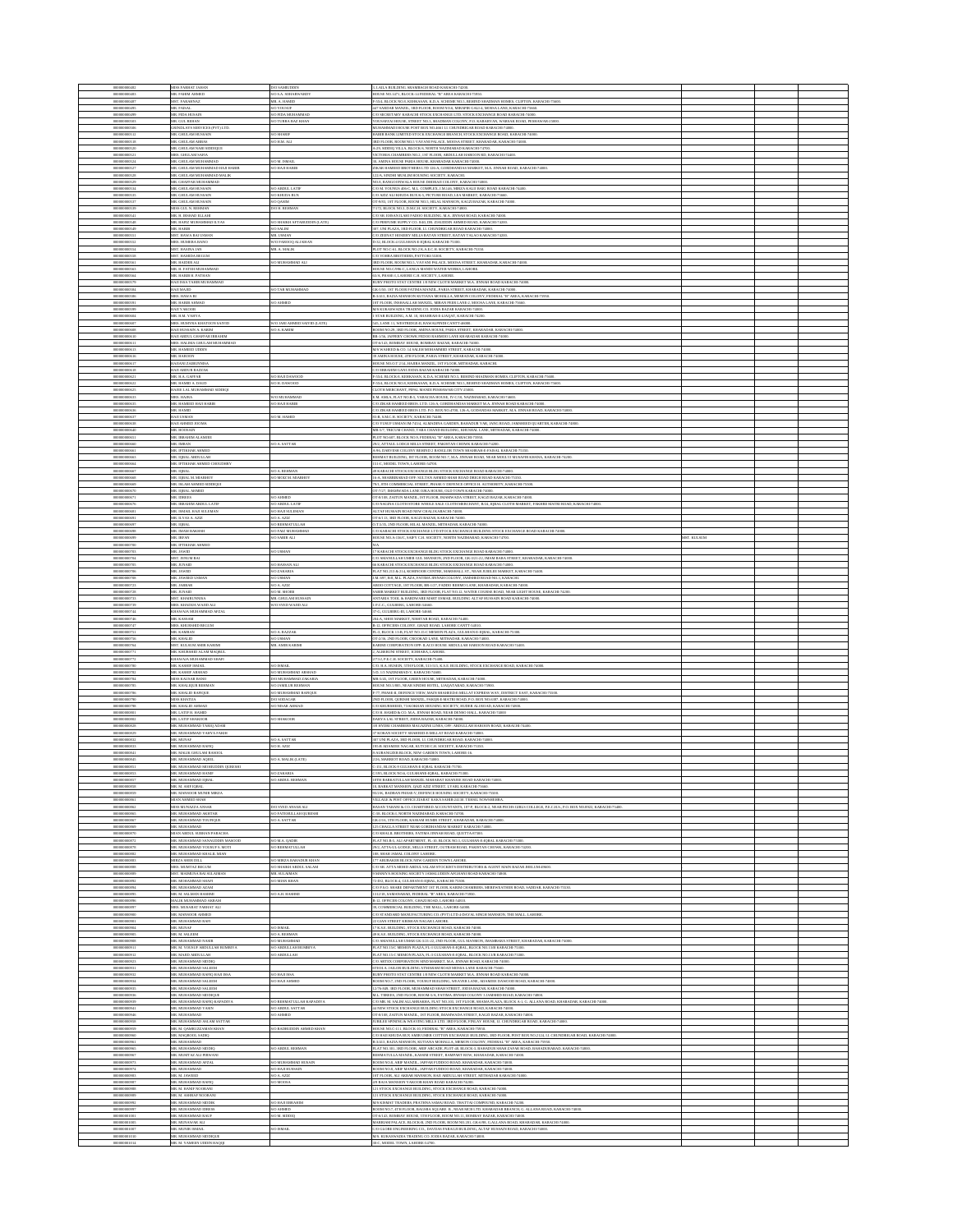| | | | | | | |
|---|---|---|---|---|---|---|
| 000000000482 | MISS FARHAT JAHAN | S/O SAMIUDDIN | 5, LAILA BUILDING ARAMBAGH ROAD KARACHI-74200 | | | |
| 000000000483 | MR. FAHIM AHMED | S/O S.A. SUHAWARADY | HOUSE NO.1271, BLOCK-14 FEDERAL "B" AREA KARACHI-75950 | | | |
| 000000000487 | MST. FARAHNAZ | MR. A. HAMID | F-514, BLOCK NO.8, KEHKASHAN, K.D.A. SCHEME NO.5, BEHIND SHADMAN HOMES, CLIFTON, KARACHI-75600. | | | |
| 000000000495 | MR. FAISAL | S/O YOUSUF | 407 SARDAR MANZIL, 3RD FLOOR, ROOM NO.18, MIRAPIR GALI-6, MEMAN LANE, KARACHI-75660. | | | |
| 000000000499 | MR. FIDA HUSAIN | S/O FIDA MUHAMMAD | C/O SECRETARY, KARACHI STOCK EXCHANGE LTD. STOCK EXCHANGE ROAD KARACHI-74000. | | | |
| 000000000503 | MR. GUL REHAN | S/O TURRA BAZ KHAN | YOUSAFZAI HOUSE, STREET NO.3, SHADMAN COLONY, P.O. KABARYAN, WARSAK ROAD, PESHAWAR-25000. | | | |
| 000000000506 | GENOLAYS SERVICES (PVT) LTD. | | MUHAMMADI HOUSE POST BOX NO.4661 I.I. CHUNDRIGAR ROAD KARACHI-74000. | | | |
| 000000000512 | MR. GHULAM HUSSAIN | S/O SHARIF | BABER BANK LIMITED STOCK EXCHANGE BRANCH, STOCK EXCHANGE ROAD, KARACHI-74000. | | | |
| 000000000518 | MR. GHULAM ABBAS | S/O M.M. ALI | 3RD FLOOR, ROOM NO.1, VAYANI PALACE, MEDINA STREET, KHARADAR, KARACHI-74000. | | | |
| 000000000520 | MR. GHULAM NABI SIDDIQUE | | A-20, SIDDIQ VILLA, BLOCK-S, NORTH NAZIMABAD KARACHI-74700. | | | |
| 000000000521 | MRS. GHULAM SAFIA | | VICTORIA CHAMBERS NO.2, 1ST FLOOR, ABDULLAH HAROON ROAD, KARACHI-75400. | | | |
| 000000000524 | MR. GHULAM MUHAMMAD | S/O M. ISMAIL | 90, AMINA HOUSE PARIA HOUSE, KHARADAR KARACHI-74000. | | | |
| 000000000527 | MR. GHULAM MUHAMMAD HAJI HABIB | S/O HAJI HABIB | ZIKAR HAMEED BROTHERS LTD. 126-A, GORDHANDAS MARKET, M.A. JINNAH ROAD KARACHI-74000. | | | |
| 000000000528 | MR. GHULAM MUHAMMAD MALIK | | 123/A, SINDHI MUSLIM HOUSING SOCIETY, KARACHI. | | | |
| 000000000529 | MR. GHAFFAR MUHAMMAD | | NO.8, RANGOONWALA HOUSE DHORAJI COLONY, KARACHI-74800. | | | |
| 000000000534 | MR. GHULAM HUSSAIN | S/O ABDUL LATIF | C/O M. YOUNUS 408-C, M.L. COMPLEX, J.M.146, MIRZA KALIJ BAIG ROAD KARACHI-74400. | | | |
| 000000000535 | MR. GHULAM HUSSAIN | S/O KHUDA BUX | C/O AZIZ ALI KHUDA BUX & S. PICTURE ROAD, LEA MARKET, KARACHI-75660. | | | |
| 000000000537 | MR. GHULAM HUSSAIN | S/O QASIM | GT-8/93, 1ST FLOOR, ROOM NO.5, BILAL MANSION, KAGZI BAZAR, KARACHI-74000. | | | |
| 000000000539 | MISS GUL N. REHMAN | D/O R. REHMAN | 7/172, BLOCK NO.2, D.M.C.H. SOCIETY, KARACHI-74800. | | | |
| 000000000541 | MR. H. IRSHAD ELLAHI | | C/O MR. EHSAN ILAHI PADHO BUILDING, M.A. JINNAH ROAD, KARACHI-74000. | | | |
| 000000000546 | MR. HAFIZ MUHAMMAD ILYAS | S/O SHAIKH AFTABUDDIN (LATE) | C/O PERFUME SUPPLY CO. B.65.136, ZIAUDDIN AHMED ROAD, KARACHI-74200. | | | |
| 000000000549 | MR. HABIB | S/O SALIM | 307, UNI PLAZA, 3RD FLOOR, I.I. CHUNDRIGAR ROAD KARACHI-74000. | | | |
| 000000000551 | MST. HAWA BAI USMAN | MR. USMAN | C/O ZENAT HOSIERY MILLS RATAN STREET, RATAN TALAO KARACHI-74000. | | | |
| 000000000552 | MRS. HUMERA BANO | W/O FAROOQ ALI KHAN | D-52, BLOCK-4 GULSHAN-E-IQBAL KARACHI-75300. | | | |
| 000000000554 | MR. HASNAIN JAY | MR. A. MALIK | PLOT NO.C-61, BLOCK NO.2 K.E.C.H. SOCIETY, KARACHI-75350. | | | |
| 000000000559 | MST. HAMIDA BEGUM | | C/O YORKA BROTHERS, PATTOKI-55300. | | | |
| 000000000561 | MR. HAIDER ALI | S/O MUHAMMAD ALI | 3RD FLOOR, ROOM NO.1, VAYANI PALACE, MEDINA STREET, KHARADAR, KARACHI-74000. | | | |
| 000000000563 | MR. H. FATEH MUHAMMAD | | HOUSE NO.C-966 C, LANDA HAMID WATER WORKS, LAHORE. | | | |
| 000000000564 | MR. HABIB R. PATHAN | | 62-K, PHASE-I, LAHORE C.H. SOCIETY, LAHORE. | | | |
| 000000000579 | HAJI DAA TAHIR MUHAMMAD | | RUBY PHOTO STAT CENTRE 1/8 NEW CLOTH MARKET M.A. JINNAH ROAD KARACHI-74000. | | | |
| 000000000584 | HAJI MAJID | S/O TAR MUHAMMAD | GK-3/30, 1ST FLOOR FATIMA MANZIL, PARIA STREET, KHARADAR, KARACHI-74000. | | | |
| 000000000586 | MRS. HAWA BI | | B-3/421, RAZIA MANSION SULTANA MOHALLA, MEMON COLONY, FEDERAL "B" AREA, KARACHI-75950. | | | |
| 000000000591 | MR. HABIB AHMAD | S/O AHMED | 1ST FLOOR, INSHAALLAH MANZIL, MIRAN PEER LANE-2, MOOSA LANE, KARACHI-75660. | | | |
| 000000000599 | HAJI YAKOOB | | M/S KURAWADIA TRADING CO. JODIA BAZAR KARACHI-74000. | | | |
| 000000000604 | MR. H.M. YAHYA | | 1 STAR BUILDING, A.M. 10, SHAHRAH-E-LIAQAT, KARACHI-74200. | | | |
| 000000000607 | MRS. HUMYRA KHATOON SAIYID | W/O JAVE AHMED SAIYID (LATE) | 501, LANE 13, WESTRIDGE-II, RAWALPINDI CANTT-46000. | | | |
| 000000000608 | HAJI HUSSAIN A. KARIM | S/O A. KARIM | ROOM NO.29, 3RD FLOOR, AMINA HOUSE, PARIA STREET, KHARADAR, KARACHI-74000. | | | |
| 000000000610 | HAJI ABDUL GHAFFAR IBRAHIM | | BR-1/36, JAFFERY CHOWK PEDER HAMEED LANE KHARADAR KARACHI-74000. | | | |
| 000000000611 | MRS. HALIMA GHULAM MUHAMMAD | | GT-8/143, BOMBAY HOUSE, BOMBAY BAZAR, KARACHI-74000. | | | |
| 000000000615 | MR. HAMEED UDDIN | | M/S WAHEED & CO. 14 SALEH MUHAMMAD STREET, KARACHI-74000. | | | |
| 000000000616 | MR. HAROON | | 90 AMINA HOUSE, 4TH FLOOR, PARIA STREET, KHARADAR, KARACHI-74000. | | | |
| 000000000617 | HAFIANI ZAHIDUNISA | | HOUSE NO.GT-2/14, HAJIRA MANZIL, 1ST FLOOR, MITHADAR, KARACHI. | | | |
| 000000000618 | HAJI ABDUR RAZZAK | | C/O IBRAHIM GANI JODIA BAZAR KARACHI-74000. | | | |
| 000000000621 | MR. H.A. GAFFAR | S/O HAJI DAWOOD | F-514, BLOCK-8, KEHKASHAN, K.D.A. SCHEME NO.5, BEHIND SHADMAN HOMES, CLIFTON, KARACHI-75600. | | | |
| 000000000622 | MR. HAMID A. DAUD | S/O H. DAWOOD | F-514, BLOCK NO.8, KEHKASHAN, K.D.A. SCHEME NO.5, BEHIND SHADMAN HOMES, CLIFTON, KARACHI-75600. | | | |
| 000000000625 | HASHI LAL MUHAMMAD SIDDIQI | | CLOTH MERCHANT, PIPAL MANDI PESHAWAR CITY-25000. | | | |
| 000000000633 | MRS. HAJRA | W/O MUHAMMAD | E-M. AMLA, FLAT NO.B-3, VARACHA HOUSE, IV-C/18, NAZIMABAD, KARACHI-74600. | | | |
| 000000000635 | MR. HAMEED HAJI HABIB | S/O HAJI HABIB | C/O ZIKAR HAMEED BROS. LTD. 126-A, GORDHANDAS MARKET M.A. JINNAH ROAD KARACHI-74000. | | | |
| 000000000636 | MR. HABIB | | C/O ZIKAR HAMEED BROS. LTD. P.O. BOX NO.4708, 126-A, GODANDAS MARKET, M.A. JINNAH ROAD, KARACHI-74000. | | | |
| 000000000637 | HAJI USMAN | S/O M. HABIB | 61-B, S.M.C.H. SOCIETY, KARACHI-74400. | | | |
| 000000000638 | HAJI AHMED JOOMA | | C/O YUSUF USMAN GM-74/44, ALMADINA GARDEN, BAHADUR YAR, JANG ROAD, JAMSHED QUARTERS, KARACHI-74800. | | | |
| 000000000640 | MR. HOOSAIN | | BR-5/7, TRECUM CHAWL T.S.B.S CHAWD BUILDING, KHUSHAL LANE, MITHADAR, KARACHI-74000. | | | |
| 000000000651 | MR. IBRAHIM ALAMDI | | PLOT NO.607, BLOCK NO.9, FEDERAL "B" AREA, KARACHI-75950. | | | |
| 000000000660 | MR. IMRAN | S/O A. SATTAR | 26/2, ATTAUL LODGE MILLS STREET, PAKISTAN CHOWK KARACHI-74200. | | | |
| 000000000661 | MR. IFTIKHAR AHMED | | A-86, DARVESH COLONY BEHIND 2 BANGLOW TOWN SHAHRAH-E-FAISAL KARACHI-75350. | | | |
| 000000000663 | MR. IQBAL ABDULLAH | | REHMAT BUILDING, 1ST FLOOR, ROOM NO.7, M.A. JINNAH ROAD, NEAR MOULVI MUSAFIR KHANA, KARACHI-74000. | | | |
| 000000000664 | MR. IFTIKHAR AHMED CHAUDHRY | | 151-C, MODEL TOWN, LAHORE-54700. | | | |
| 000000000667 | MR. IQBAL | S/O A. REHMAN | 46 KARACHI STOCK EXCHANGE BLDG STOCK EXCHANGE ROAD KARACHI-74000. | | | |
| 000000000668 | MR. IQBAL M. MEHBBIT | S/O MOIZ M. MEHBBIT | 1L-A, 98 ABBIRABAD OPP. SULTAN AHMED SHAH ROAD DRIGH ROAD KARACHI-75350. | | | |
| 000000000669 | MR. ISLAM AHMED SIDDIQUI | | 79/1, 9TH COMMERCIAL STREET, PHASE-V DEFENCE OFFICE H. AUTHORITY, KARACHI-75500. | | | |
| 000000000670 | MR. IQBAL AHMED | | GT-7/27, BHANWADIA LANE DAKA HOUSE, OLD TOWN KARACHI-74000. | | | |
| 000000000671 | MR. IDREES | S/O AHMED | GT-8/195, ZAITUN MANZIL, 1ST FLOOR, IMAMWADA STREET, KAGZI BAZAR, KARACHI-74000. | | | |
| 000000000676 | MR. IBRAHIM ABDUL LATIF | S/O ABDUL LATIF | C/O NAGINA CLOTH STORE WHOLE SALE CLOTH MERCHANT, K-54, IQBAL CLOTH MARKET, PAKHRI MATRI ROAD, KARACHI-74000. | | | |
| 000000000681 | MR. ISMAIL HAJI SULEMAN | S/O HAJI SULEMAN | ALTAF HUSSAIN ROAD NEW CHALI KARACHI-74000. | | | |
| 000000000683 | MR. ILYAS A. AZIZ | S/O A. AZIZ | GT-6/7-11, 3RD FLOOR, KAGZI BAZAR, KARACHI-74000. | | | |
| 000000000687 | MR. IQBAL | S/O REHMATULLAH | G.T.2/23, 2ND FLOOR, BILAL MANZIL, MITHADAR, KARACHI-74000. | | | |
| 000000000698 | MR. IMAM BAKHSH | S/O FAIZ MUHAMMAD | C/O KARACHI STOCK EXCHANGE LTD STOCK EXCHANGE BUILDING STOCK EXCHANGE ROAD KARACHI-74000. | | | |
| 000000000699 | MR. IRFAN | S/O ABDUL ALI | HOUSE NO.A-136/C, SAIFY C.H. SOCIETY, NORTH NAZIMABAD, KARACHI-74700. | | MST. KULSUM | |
| 000000000700 | MR. IFTIKHAR AHMED | | N/A | | | |
| 000000000703 | MR. JAWED | S/O USMAN | 17 KARACHI STOCK EXCHANGE BLDG STOCK EXCHANGE ROAD KARACHI-74000. | | | |
| 000000000704 | MST. JONUM BAI | | C/O AMANULLAH UMER 1213, MANSION, 2ND FLOOR, GK-5/21-22, IMAM BARA STREET, KHARADAR, KARACHI-74000. | | | |
| 000000000705 | MR. JUNAID | S/O HASSAN ALI | 46 KARACHI STOCK EXCHANGE BLDG STOCK EXCHANGE ROAD KARACHI-74000. | | | |
| 000000000706 | MR. JAWED | S/O ZAKARIA | FLAT NO.213 & 214, ROSHNIDE CENTRE, MAMMALA ST., NEAR JUBILEE MARKET, KARACHI-74400. | | | |
| 000000000708 | MR. JAWEED USMAN | S/O USMAN | I.M. 697, BR. M.L. PLAZA, FATIMA JINNAH COLONY, JAMSHED ROAD NO.3, KARACHI. | | | |
| 000000000715 | MR. JABBAR | S/O A. AZIZ | ABDO COTTAGE, 1ST FLOOR, BR-5/27, PADDRI BHIMO LANE, KHARADAR, KARACHI-74000. | | | |
| 000000000728 | MR. JUNAID | S/O M. SHOEB | SABIR MARKET BUILDING, 3RD FLOOR, FLAT NO.12, WATER COURSE ROAD, NEAR LIGHT HOUSE, KARACHI-74200. | | | |
| 000000000733 | MST. KHAIRUNNISA | MR. GHULAM HUSSAIN | ENTAHA TOOL & HARDWARE MART SMAIL BUILDING ALTAF HUSSAIN ROAD KARACHI-74000. | | | |
| 000000000739 | MRS. KHADIJA WAJID ALI | S/O SYED WAJID ALI | 1-F.C.C., GULBERG, LAHORE-54660. | | | |
| 000000000744 | KHAWAJA MUHAMMAD AFZAL | | 37-G, GULBERG-III, LAHORE-54660. | | | |
| 000000000746 | MR. KASSAM | | 204-A, NEW MARKET, NISHTAR ROAD, KARACHI-74400. | | | |
| 000000000747 | MRS. KHURSHID BEGUM | | B-12, OFFICERS COLONY, GHAZI ROAD, LAHORE CANTT-54810. | | | |
| 000000000753 | MR. KAMRAN | S/O A. RAZZAK | PL-4, BLOCK 13-B, FLAT NO.15-C MEMON PLAZA, GULSHAN-E-IQBAL, KARACHI-75300. | | | |
| 000000000756 | MR. KHALID | S/O USMAN | GT-2/16, 2ND FLOOR, CROCKAD LANE, MITHADAR, KARACHI-74000. | | | |
| 000000000764 | MST. KULSUM AMIR KARIMI | MR. AMIR KARIMI | KARIMI CORPORATION OPP. KACO HOUSE ABDULLAH HAROON ROAD KARACHI-75400. | | | |
| 000000000771 | MR. KHURSHID ALAM MAQBUL | | 7, ALDERLINE STREET, ICHHARA, LAHORE. | | | |
| 000000000773 | KHAWAJA MUHAMMAD SHAFI | | 177-G, P.E.C.H. SOCIETY, KARACHI-75400. | | | |
| 000000000780 | MR. KASHIF ISMAIL | S/O ISMAIL | C/O, H.A. HUSAIN, 5TH FLOOR, 515-519, K.S.E. BUILDING, STOCK EXCHANGE ROAD, KARACHI-74000. | | | |
| 000000000782 | MR. KASHIF ARSHAD | S/O MUHAMMAD ARSHAD | 3-D, 1/3 NAZIMABAD-V, KARACHI-74600. | | | |
| 000000000784 | MRS. KAUSAR BANO | D/O MUHAMMAD ZAKARIA | BR-5/45, 1ST FLOOR, GREEN HOUSE, MITHADAR, KARACHI-74000. | | | |
| 000000000785 | MR. KHALIQUR REHMAN | S/O HABIBUR REHMAN | HOUSE NO.5/885, NEAR SINDHI HOTEL, LIAQATABAD, KARACHI-75900. | | | |
| 000000000786 | MR. KHALID RAFIQUE | S/O MUHAMMAD RAFIQUE | F-77, PHASE-II, DEFENCE VIEW, MAIN SHAHRED-E-MILLAT EXPRESS WAY, DISTRICT EAST, KARACHI-75500. | | | |
| 000000000787 | MISS KHATIJA | D/O SIDDIQUE | 2ND FLOOR, QURESHI MANZIL, FAROQUE-MATRI ROAD, P.O.BOX NO.6097, KARACHI-74000. | | | |
| 000000000789 | MR. KHALID AHMAD | S/O NISAR AHMAD | C/O KHURSHEED, 75 KORANGI HOUSING SOCIETY, HUDER ALI ROAD, KARACHI-74800. | | | |
| 000000000801 | MR. LATIF H. HAMID | | C/O H. HAMID & CO. M.A. JINNAH ROAD, NEAR DENSO HALL, KARACHI-74000. | | | |
| 000000000802 | MR. LATIF SHAKOOR | S/O SHAKOOR | DARYA LAL STREET, JODIA BAZAR, KARACHI-74000. | | | |
| 000000000828 | MR. MUHAMMAD YAHIQ ADAM | | 50 HYDRI CHAMBERS MAGAZINE LINES, OPP. ABDULLAH HAROON ROAD, KARACHI-74200. | | | |
| 000000000829 | MR. MUHAMMAD YAHYA FAKIR | | 37 KORAN SOCIETY SHAHEED-E-MILLAT ROAD KARACHI-74800. | | | |
| 000000000831 | MR. MUSTAF | S/O A. SATTAR | 307 UNI PLAZA, 3RD FLOOR, I.I. CHUNDRIGAR ROAD, KARACHI-74000. | | | |
| 000000000833 | MR. MUHAMMAD RAFIQ | S/O H. AZIZ | 185-B ADAMJEE NAGAR, KCHS C.H. SOCIETY, KARACHI-75350. | | | |
| 000000000841 | MR. MALIK GHULAM RASOOL | | 6-S,RANGPUR BLOCK, NEW GARDEN TOWN, LAHORE-16. | | | |
| 000000000845 | MR. MUHAMMAD AQEEL | S/O A. MALIK (LATE) | 13/4, MARRIOT ROAD, KARACHI-74000. | | | |
| 000000000851 | MR. MUHAMMAD MOHIUDDIN QURESHI | | C-111, BLOCK-9 GULSHAN-E-IQBAL KARACHI-75300. | | | |
| 000000000853 | MR. MUHAMMAD HANIF | S/O ZAKARIA | C/195, BLOCK NO.6, GULSHAN-E-IQBAL, KARACHI-75300. | | | |
| 000000000857 | MR. MUHAMMAD IQBAL | S/O ABDUL REHMAN | 19701 BARKATULLAH MANZIL, MAHABAT KHANJEE ROAD KARACHI-74000. | | | |
| 000000000858 | MR. M. ASIF IQBAL | | 16, BARKAT MANSION, IJAZI AZIZ STREET, LYARI, KARACHI-75660. | | | |
| 000000000859 | MR. MANSOOR MUNIR MIRZA | | 90/11K, RADHAN PHASE-V, DEFENCE HOUSING SOCIETY, KARACHI-75500. | | | |
| 000000000861 | MIAN AHMED SHAH | | VILLAGE & POST OFFICE ZIARAT KAKA SAHIB 24130 TEHSIL NOWSHEHRA. | | | |
| 000000000862 | MISS MUNAZZA ANSAR | D/O SYED ANSAR ALI | HASAN YASDAN & CO. CHARTERED ACCOUNTANTS, 187-F, BLOCK-2, NEAR PECHS GIRLS COLLEGE, P.E.C.H.S., P.O. BOX NO.8962, KARACHI-75400. | | | |
| 000000000865 | MR. MUHAMMAD AKHTAR | S/O FATEHULLAH QURESHI | C-38, BLOCK-L NORTH NAZIMABAD, KARACHI-74700. | | | |
| 000000000867 | MR. MUHAMMAD TOUFIQUE | S/O A. SATTAR | GK-5/16, 5TH FLOOR, KASSAM REMBI STREET, KHARADAR, KARACHI-74000. | | | |
| 000000000868 | MR. MUHAMMAD | | 129 CHAGLA STREET NEAR GORDHANDAS MARKET KARACHI-74000. | | | |
| 000000000870 | MIAN ABDUL SUBHAN PARACHA | | C/O KHALIL BROTHERS, FATIMA JINNAH ROAD, QUETTA-87300. | | | |
| 000000000872 | MR. MUHAMMAD SANAUDDIN MASOOD | S/O M.A. QADRI | FLAT NO.B-5, ALI APARTMENT, PL-32, BLOCK NO.5, GULSHAN-E-IQBAL KARACHI-75300. | | | |
| 000000000876 | MR. MUHAMMAD YOUSUF S. MOTI | S/O REHMATULLAH | 26/2, ATTA UL LODGE, MILLS STREET, OUTRAM ROAD, PAKISTAN CHOWK, KARACHI-74200. | | | |
| 000000000882 | MR. MUHAMMAD KHALIL MIAN | | 196, SHAH JAMAL COLONY LAHORE. | | | |
| 000000000883 | MIRZA MIAN DILL | S/O MIRZA BAHADUR KHAN | 177 ABUBAKER BLOCK NEW GARDEN TOWN LAHORE. | | | |
| 000000000888 | MRS. MUMTAZ BEGUM | S/O SHAIKH ABDUL SALAM | C/O MR. ATTA AHMED ABDUL SALAM STOCKISTS DISTRIBUTORS & AGENT MAIN BAZAR JHELUM-49600. | | | |
| 000000000889 | MST. MAIMUNA BAI SULAIMAN | MR. SULAIMAN | 9 MADINA HOUSING SOCIETY JAMALUDDIN AFGHANI ROAD KARACHI-74800. | | | |
| 000000000892 | MR. MUHAMMAD SHAFI | S/O MIAN KHAN | 72-D2, BLOCK-4, GULSHAN-E-IQBAL, KARACHI-75300. | | | |
| 000000000894 | MR. MUHAMMAD AZAM | | C/O P.S.O. SHARE DEPARTMENT 1ST FLOOR, KARIM CHAMBERS, MEREWEATHER ROAD, SADDAR, KARACHI-75530. | | | |
| 000000000895 | MR. M. SALMAN HASHMI | S/O S.H. HASHMI | 1112/18, SAMANABAD, FEDERAL "B" AREA, KARACHI-75950. | | | |
| 000000000896 | MALIK MUHAMMAD AKRAM | | B-12, OFFICERS COLONY, GHAZI ROAD, LAHORE-54810. | | | |
| 000000000897 | MRS. MUBARAT FARHAT ALI | | 18, COMMERCIAL BUILDING, THE MALL, LAHORE-54000. | | | |
| 000000000900 | MR. MANSOOR AHMED | | C/O M. AHMAD MANUFACTURING CO. (PVT) LTD 4-DAYAL SINGH MANSION, THE MALL, LAHORE. | | | |
| 000000000901 | MR. MUHAMMAD SAFI | | 22 GIAN STREET KRISHAN NAGAR LAHORE. | | | |
| 000000000902 | MR. MUNAF | S/O ISMAIL | 17 K.S.E. BUILDING, STOCK EXCHANGE ROAD, KARACHI-74000. | | | |
| 000000000905 | MR. M. SALEEM | S/O A. REHMAN | 49 K.S.E. BUILDING, STOCK EXCHANGE ROAD, KARACHI-74000. | | | |
| 000000000908 | MR. MUHAMMAD NASIR | S/O MUHAMMAD | C/O AMANULLAH UMAR GK-5/21-22, 2ND FLOOR, GUL MANSION, IMAMBARA STREET, KHARADAR, KARACHI-74000. | | | |
| 000000000911 | MR. M. YOUSUF ABDULLAH KUMBIYA | S/O ABDULLAH KUMBIYA | FLAT NO.15/C MEMON PLAZA, PL-3 GULSHAN-E-IQBAL, BLOCK NO.13/B KARACHI-75300. | | | |
| 000000000912 | MR. MAJID ABDULLAH | S/O ABDULLAH | FLAT NO.15-C MEMON PLAZA, PL-3 GULSHAN-E-IQBAL, BLOCK NO.13/B KARACHI-75300. | | | |
| 000000000923 | MR. MUHAMMAD SIDDIQ | | C/O ARTEX CORPORATION NEW MARKET M.A. JINNAH ROAD KARACHI-74000. | | | |
| 000000000931 | MR. MUHAMMAD SALEEM | | 379/10 A, DALI BUILDING ATMARAM ROAD MOOSA LANE KARACHI-75660. | | | |
| 000000000932 | MR. MUHAMMAD RAFIQ HAJI ISSA | S/O HAJI ISSA | RUBY PHOTO STAT CENTRE 1/8 NEW CLOTH MARKET M.A. JINNAH ROAD KARACHI-74000. | | | |
| 000000000934 | MR. MUHAMMAD SALEEM | S/O HAJI AHMED | ROOM NO.7, 2ND FLOOR, YOUSUF BUILDING, WEAVER LANE, ADAMJEE DAWOOD ROAD, KARACHI-74000. | | | |
| 000000000935 | MR. MUHAMMAD SALEEM | | 1-279-028, 3RD FLOOR, MUHAMMAD SHAH STREET, JODIA BAZAR, KARACHI-74000. | | | |
| 000000000936 | MR. MUHAMMAD SIDDIQUE | | M.L. TERRES, 2ND FLOOR, ROOM 3-A, FATIMA JINNAH COLONY, JAMSHED ROAD, KARACHI-74800. | | | |
| 000000000939 | MR. MUHAMMAD RAFIQ KAPADIYA | S/O REHMATULLAH KAPADIYA | C/O MR. M. SALIM ALLAHRAKHA, FLAT NO.101, 1ST FLOOR, SHAMA PLAZA, BLOCK A-1, C. ALLANA ROAD, KHARADAR, KARACHI-74000. | | | |
| 000000000941 | MR. MUHAMMAD TAHIR | S/O ABDUL SATTAR | 44 NEW STOCK EXCHANGE BUILDING STOCK EXCHANGE ROAD, KARACHI-74000. | | | |
| 000000000946 | MR. MUHAMMAD | S/O AHMED | GT-8/195, ZAITUN MANZIL, 1ST FLOOR, IMAMWADA STREET, KAGZI BAZAR, KARACHI-74000. | | | |
| 000000000948 | MR. MUHAMMAD SALAM SATTAR | | JUBILEE SPINING & WEAVING MILLS LTD. 3RD FLOOR, FINLAY HOUSE, I.I. CHUNDRIGAR ROAD, KARACHI-74000. | | | |
| 000000000959 | MR. M. QAMRUZZAMAN KHAN | S/O BADRUDDIN AHMED KHAN | HOUSE NO.C-11/1, BLOCK-10, FEDERAL "B" AREA, KARACHI-75950. | | | |
| 000000000960 | MR. MAQBOOL SADIQ | | C/O HAJI KHUDA BUX AMIR UMER COTTON EXCHANGE BUILDING, 3RD FLOOR, POST BOX NO.2124, I.I. CHUNDRIGAR ROAD, KARACHI-74000. | | | |
| 000000000961 | MR. MUHAMMAD | | B-3/421, RAZIA MANSION, SULTANA MOHALLA, MEMON COLONY, FEDERAL "B" AREA, KARACHI-75950. | | | |
| 000000000962 | MR. MUHAMMAD SIDDIQ | S/O ABDUL REHMAN | FLAT NO.301, 3RD FLOOR, ARIF ARCADE, PLOT 40, BLOCK-3, BAHADUR SHAH ZAFAR ROAD, BAHADURABAD, KARACHI-74800. | | | |
| 000000000967 | MR. MUMTAZ ALI PERWANI | | REHMATULLA MANZIL, KASSIM STREET, RAMPART ROW, KHARADAR, KARACHI-74000. | | | |
| 000000000973 | MR. MUHAMMAD AFZAL | S/O MUHAMMAD HUSSAIN | ROOM NO.8, ARIF MANZIL, JAFFAR FUDDOO ROAD, KHARADAR, KARACHI-74000. | | | |
| 000000000974 | MR. MUHAMMAD | S/O HAJI HUSSAIN | ROOM NO.8, ARIF MANZIL, JAFFAR FUDDOO ROAD, KHARADAR, KARACHI-74000. | | | |
| 000000000983 | MR. M. JAWEED | S/O A. AZIZ | 1ST FLOOR, ALI AKBAR MANSION, HAJI ABDULLAH STREET, MITHADAR KARACHI-74000. | | | |
| 000000000987 | MR. MUHAMMAD RAFIQ | S/O MOOSA | 2/8 RAJA MANSION YAKOOB KHAN ROAD KARACHI-74200. | | | |
| 000000000988 | MR. M. HANIF NOORANI | | 121 STOCK EXCHANGE BUILDING, STOCK EXCHANGE ROAD, KARACHI-74000. | | | |
| 000000000990 | MR. M. ASHRAF NOORANI | | 121 STOCK EXCHANGE BUILDING, STOCK EXCHANGE ROAD, KARACHI-74000. | | | |
| 000000000992 | MR. MUHAMMAD SIDDIK | S/O HAJI IBRAHIM | M/S KISMAT TRADERS, PRATIMA SAMAJ ROAD, THATTAI COMPOUND, KARACHI-74200. | | | |
| 000000000997 | MR. MUHAMMAD IDREES | S/O AHMED | ROOM NO.7, 4TH FLOOR, HAJIRA SQUARE, B. NEWMATER LTD. KHARADAR BRANCH, G. ALLANA ROAD, KARACHI-74000. | | | |
| 000000001001 | MR. MUHAMMAD RAUF | S/O M. SIDDIQ | GT-8/143, BOMBAY HOUSE, 5TH FLOOR, ROOM NO.11, BOMBAY BAZAR, KARACHI-74000. | | | |
| 000000001005 | MR. MURWAN ALI | | MARRIAM PALACE, BLOCK-B, 2ND FLOOR, ROOM NO.201, GK-6/30, G.ALLANA ROAD, KHARADAR, KARACHI-74000. | | | |
| 000000001007 | MR. MUNIR ISMAIL | S/O ISMAIL | C/O GLOBE ENGINEERING CO., DAVIDAS PARAG BUILDING, ALTAF HUSSAIN ROAD, KARACHI-74000. | | | |
| 000000001010 | MR. MUHAMMAD SIDDIQUE | | M/S. KURAWADIA TRADING CO. JODIA BAZAR, KARACHI-74000. | | | |
| 000000001016 | MR. M. YAMEEN UDDIN HAQQI | | 59-C, MODEL TOWN, LAHORE-54700. | | | |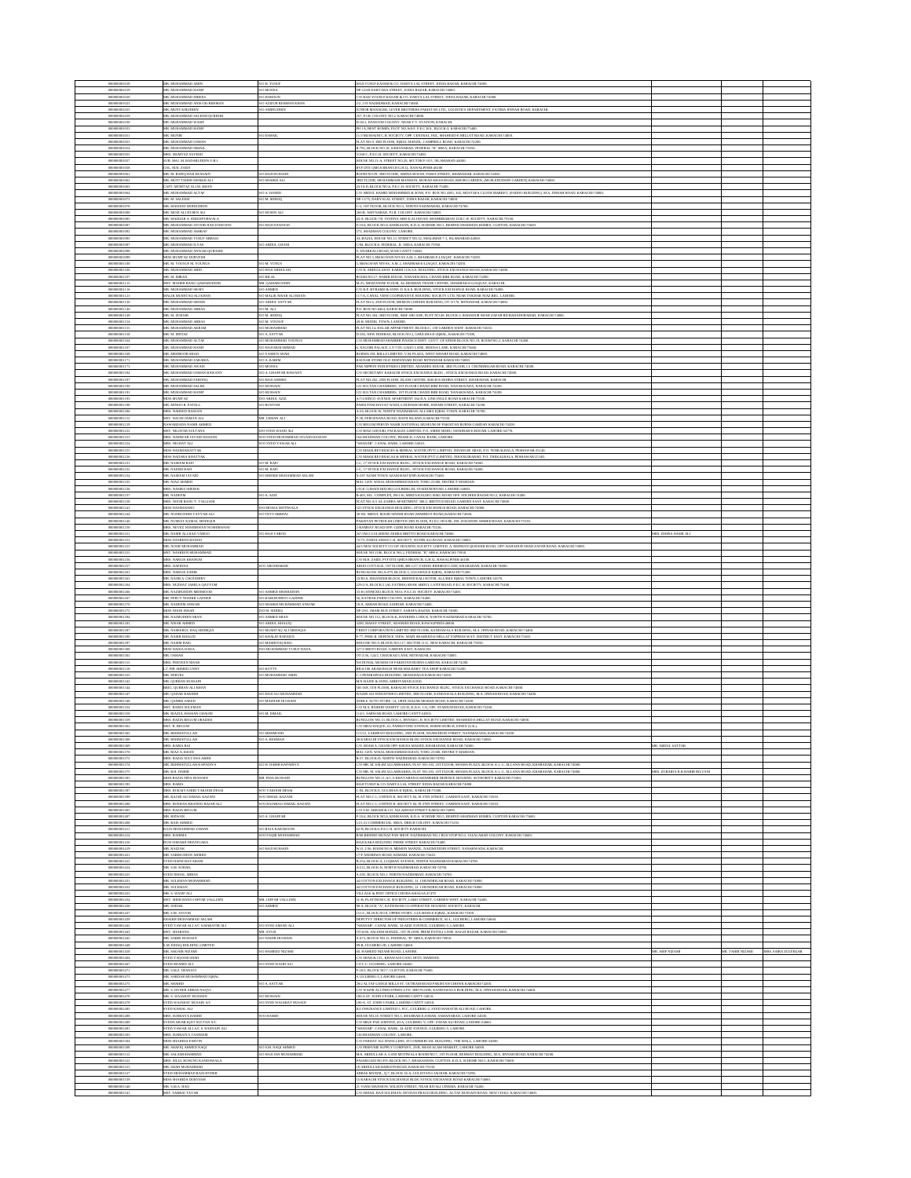| | | | | | |
|---|---|---|---|---|---|
| 000000000118 | MR. MUHAMMAD AMIN | S/O H. YUSUF | HAJI YUSUF KASAM & CO. DARIYA LAL STREET, JODIA BAZAR, KARACHI-74000. | | |
| 000000000119 | MR. MUHAMMAD HANIF | S/O MOOSA | NP-12/68 DARYANA STREET, JODIA BAZAR, KARACHI-74000. | | |
| 000000000120 | MR. MUHAMMAD IDREES | S/O HAROON | C/O HAJI YOUSUF KASAM & CO. DARYA LAL STREET, JODIA BAZAR, KARACHI-74000. | | |
| 000000000123 | MR. MUHAMMAD SHUJA UR REHMAN | S/O AZIZUR REHMAN KHAN | 22, 2/D NAZIMABAD, KARACHI-74600. | | |
| 000000000125 | MR. MUNIT AJIUDDIN | S/O AMINUDDIN | JUNIOR MANAGER, LEVER BROTHERS PAKISTAN LTD., LOGISTICS DEPARTMENT, FATIMA JINNAH ROAD, KARACHI. | | |
| 000000000129 | MR. MUHAMMAD SALEEM QURESHI | | 217, P.I.B. COLONY NO.2, KARACHI-74800. | | |
| 000000000130 | MR. MUHAMMAD WASIF | | D-20/1, DAWOOD COLONY, NEAR T.V. STATION, KARACHI. | | |
| 000000000133 | MR. MUHAMMAD HANIF | | PH 1/6, BEST HOMES, PLOT NO.18/10, P.E.C.H.S., BLOCK 6, KARACHI-75400. | | |
| 000000000151 | MR. MUNIR | S/O ISMAIL | 11/1 MUSSAFING G. SOCIETY, OPP. CENTRAL JAIL, SHAHEED-E-MILLAT ROAD, KARACHI-74800. | | |
| 000000000153 | MR. MUHAMMAD USMAN | | FLAT NO.9, 3RD FLOOR, IQBAL MANZIL, CAMPBELL ROAD, KARACHI-74200. | | |
| 000000000154 | MR. MUHAMMAD ISMAIL | | B-791, BLOCK NO.18, SAMANABAD, FEDERAL "B" AREA, KARACHI-75950. | | |
| 000000000155 | MRS. MUMTAZ SAYEED | | 9/108-C, P.E.C.H. SOCIETY, KARACHI. | | |
| 000000000157 | SUB. MAJ. M. BADARUDDIN O.B.I | | HOUSE NO.11-A, STREET NO.28, SECTOR F-10/1, ISLAMABAD-44000. | | |
| 000000000158 | COL. M.R. ZAIDI | | E/3 (FIE (QMG)) BRANCH G.H.Q., RAWALPINDI-46000. | | |
| 000000001061 | MR. M. RAFIQ HAJI HUSSAIN | S/O HAJI HUSSAIN | ROOM NO.29, 3RD FLOOR, AMINA HOUSE, PARIA STREET, KHARADAR, KARACHI-74200. | | |
| 000000001062 | MR. SYED TAHIR SHABIR ALI | S/O SHABIR ALI | 3RD FLOOR, MOHAMMADI MANSION, MURAD KHAN ROAD, KHORI GARDEN, (MUSLIM KHORI GARDEN) KARACHI-74000. | | |
| 000000001063 | CAPT. MUMTAZ ALI M. KHAN | | 24/13 D, BLOCK NO.6, P.E.C.H. SOCIETY, KARACHI-75400. | | |
| 000000001064 | MR. MUHAMMAD ALTAF | S/O A. HAMID | C/O ABDUL HAMID MOHAMMED & SONS, P.O. BOX NO.4605, 102, MUSTAFA CLOTH MARKET, (FAROOQ BUILDING), M.A. JINNAH ROAD, KARACHI-74000. | | |
| 000000001073 | MR. M. SALEEM | S/O M. SIDDIQ | NP-11/75, DARYALAL STREET, JODIA BAZAR, KARACHI-74000. | | |
| 000000001078 | MR. MASOOD MOHIUDDIN | | C-3, 1ST FLOOR, BLOCK NO.5, NORTH NAZIMABAD, KARACHI-74700. | | |
| 000000001080 | MR. SYED ALI HUSEN ALI | S/O HUSEN ALI | 260-B, AMTNAGAR, P.I.B. COLONY, KARACHI-74800. | | |
| 000000001081 | MR. MAZHAR A. FEROZPURWALA | | 32-A, BLOCK-7/8, AYESHA ABID-E-ALLIYAAD, SHARBRABAD, D.H.C.H. SOCIETY, KARACHI-75350. | | |
| 000000001087 | MR. MUHAMMAD AYOOB HAJI DAWOOD | S/O HAJI DAWOOD | F-55/4, BLOCK NO.8, KEHKASAN, K.D.A. SCHEME NO.5, BEHIND SHADMAN HOMES, CLIFTON, KARACHI-75600. | | |
| 000000001092 | MR. MUHAMMAD ASHRAF | | 171, SHADMAN COLONY, LAHORE. | | |
| 000000001095 | MR. MUHAMMAD YUSUF ABBASI | | AL-RAZIA, HOUSE NO.13, STREET NO.32, SHALIMAR 7/1, ISLAMABAD-44000. | | |
| 000000001097 | MR. MUHAMMAD ILYAS | S/O ABDUL GHANI | C-94, BLOCK-6, FEDERAL 'B' AREA, KARACHI-75950. | | |
| 000000001098 | MR. MUHAMMAD ANWAR QURESHI | | 9, AWAMI ALI ROAD, WAH CANTT-73840. | | |
| 000000001099 | MISS MUMTAZ DERVESH | | FLAT NO.3, BHAGWAN NIVAS A.M. 2, SHARBAH-E-LIAQUAT, KARACHI-74200. | | |
| 000000001100 | MR. M. YOUSUF M. YOUNUS | S/O M. YUNUS | 5, BHAGWAN NIVAS, A.M. 2, SHAHRAH-E-LIAQUAT, KARACHI-74200. | | |
| 000000001106 | MR. MUHAMMAD ABID | S/O HAJI ABDULAH | C/O H. ABDULLAH H. KARIM 113/K.E. BUILDING, STOCK EXCHANGE ROAD, KARACHI-74000. | | |
| 000000001107 | MR. M. IMRAN | S/O BILAL | ROOM NO.17, BABER HOUSE, NANAKWADA, CHAND BIBI ROAD, KARACHI-74000. | | |
| 000000001115 | MST. MAHER BANU QAMARUDDIN | MR. QAMARUDDIN | M-25, MEZZANINE FLOOR, AL-REHMAN TRADE CENTRE, SHAHRAH-E-LIAQUAT, KARACHI. | | |
| 000000001116 | MR. MUHAMMAD SHAFI | S/O AHMED | C/O H.P. IFTIKHAR & SONS 32 K.S.E. BUILDING, STOCK EXCHANGE ROAD, KARACHI-74000. | | |
| 000000001121 | MALIK MUSHTAQ ALI KHAN | S/O MALIK NISAR ALI KHAN | 117-A, CANAL VIEW COOPERATIVE HOUSING SOCIETY LTD, NEAR THOKAR NIAZ BEG, LAHORE. | | |
| 000000001130 | MR. MUHAMMAD SHOEB | S/O ABDUL SATTAR | FLAT NO.6, 2ND FLOOR, MEMON CORNER BUILDING, GT-3/178, MITHADAR, KARACHI-74000. | | |
| 000000001146 | MR. MUHAMMAD ABBAS | S/O M. ALI | P.O. BOX NO.6464, KARACHI-74000. | | |
| 000000001149 | MR. M. ZUBAIR | S/O M. SIDDIQ | FLAT NO.304, 3RD FLOOR, ARIF ARCADE, PLOT NO.LB, BLOCK-5, BAHADUR SHAH ZAFAR RD BAHADURABAD, KARACHI-74800. | | |
| 000000001154 | MR. MUHAMMAD ABBAS | S/O M. YOUSUF | 48-B, MODEL TOWN, LAHORE. | | |
| 000000001155 | MR. MUHAMMAD AKRAM | S/O MUHAMMAD | FLAT NO.14, HALAR APPARTMENT, BLOCK-C, 118 GARDEN WEST, KARACHI-74550. | | |
| 000000001159 | MR. M. IMTIAZ | S/O A. SATTAR | D-203, NEW DOHRAH, BLOCK NO.5, GULSHAN-E-IQBAL, KARACHI-75300. | | |
| 000000001164 | MR. MUHAMMAD ALTAF | S/O MUHAMMAD YOUNUS | C/O MUHAMMAD SHABBIR FINANCE DEPT. GOVT. OF SINDH BLOCK NO.19, ROOM NO.2, KARACHI-74200. | | |
| 000000001167 | MR. MUHAMMAD HANIF | S/O HAJI MOHAMMAD | 6, NAGINE PALACE, LY-7/29, GANJ LANE, MEHNA LANE, KARACHI-75000. | | |
| 000000001169 | MR. MEHBOOB SHAH | S/O YASEEN SHAH | BURMA OIL MILLS LIMITED, Y38, PLAZA, WEST WHARF ROAD, KARACHI-74000. | | |
| 000000001171 | MR. MUHAMMAD ZAKARIA | S/O A. KARIM | KAUSAR STORE OLD DISPANSARY ROAD MITHADAR KARACHI-74000. | | |
| 000000001175 | MR. MUHAMMAD MOSIN | S/O MOOSA | PAK NIPPON INDUSTRIES LIMITED, ADAMJEE HOUSE, 3RD FLOOR, I.I. CHUNDRIGAR ROAD, KARACHI-74000. | | |
| 000000001184 | MR. MUHAMMAD USMAN BAWANY | S/O A. GHAFFAR BAWANY | C/O SECRETARY KARACHI STOCK EXCHANGE BLDG., STOCK EXCHANGE ROAD, KARACHI-74000. | | |
| 000000001187 | MR. MUHAMMAD FAROOQ | S/O HAJI AHMED | FLAT NO.202, 2ND FLOOR, ISLAM CENTRE, BAGH-E-ZEHRA STREET, KHARADAR, KARACHI. | | |
| 000000001190 | MR. MUHAMMAD SALIM | S/O HUSSAIN | 122 SULTAN CHAMBERS, 1ST FLOOR CHAND BIBI ROAD, NANAKWADA, KARACHI-74200. | | |
| 000000001191 | MR. MUHAMMAD HANIF | S/O HUSSAIN | 122 SULTAN CHAMBERS, 1ST FLOOR CHAND BIBI ROAD, NANAKWADA, KARACHI-74200. | | |
| 000000001193 | MISS MUMTAZ | D/O ABDUL AZIZ | 8/714 EDUJI AVENUE APARTMENT 344 K.S. LINE OSILE ROAD KARACHI-75300. | | |
| 000000001198 | MR. MINOO R. PATELL | S/O RUSTOM | PARSI PANCHAYAT WADI, 6 DUBASH ROAD, RAMSWAMI, KARACHI-74600. | | |
| 000000001200 | MRS. NAHEED HASSAN | | 4-2/6, BLOCK NO. NORTH NAZIMABAD, ALLAMA IQBAL TOWN, KARACHI-74700. | | |
| 000000001212 | MST. NAGHI USMAN ALI | MR. USMAN ALI | F-18, FEROZNANA ROAD, BATH ISLAND, KARACHI-75530. | | |
| 000000001219 | NAWABZADA NASIR AHMED | | C/O BEGUM PERVIN NASIR NATIONAL MUSEUM OF PAKISTAN BURNS GARDAN KARACHI-74200. | | |
| 000000001222 | MST. NILOFAR SULTANA | D/O SYED WAJID ALI | C/O IBAZ GHOURI, PACKAGES LIMITED, P.O. AMER SIDHU, SHAHRAH-E-ROOMI, LAHORE-54770. | | |
| 000000001223 | MRS. NASHWAR JAVAID HASSAN | W/O SYED MUHAMMAD JAVAID HASSAN | 144 SHADMAN COLONY, PHASE-II, CANAL BANK, LAHORE. | | |
| 000000001224 | MR. NIGHAT ALI | W/O SYED YAWAR ALI | "SHADAB", CANAL BANK, LAHORE-54010. | | |
| 000000001225 | MISS NAJMA KHATTAK | | C/O MAKS BEVERAGES & MINRAL WATER (PVT) LIMITED, DHANGRI ABAD, P.O. TEHKALBALA, PESHAWAR-25140. | | |
| 000000001226 | MISS NADIAKA KHATTAK | | C/O MAKS BEVERAGES & MINRAL WATER (PVT) LIMITED, DHANGRIABAD, P.O. TEHKALBALA, PESHAWAR-25140. | | |
| 000000001231 | MR. NASEEM RAFI | S/O M. RAFI | 1-C, 17 STOCK EXCHANGE BLDG., STOCK EXCHANGE ROAD, KARACHI-74000. | | |
| 000000001232 | MR. NAEEM RAFI | S/O M. RAFI | 1-C, 17 STOCK EXCHANGE BLDG., STOCK EXCHANGE ROAD, KARACHI-74000. | | |
| 000000001234 | MR. NASEEM JAVAID | S/O SHEIKH MUHAMMAD ASLAM | X-2/37 AZAM TOWN AZAM BASTI(NP) KARACHI-75460. | | |
| 000000001235 | MR. NIAZ AHMED | | MAJ. GEN. WASAL MUHAMMAD KHAN, TORU-23180, DISTRICT MARDAN. | | |
| 000000001236 | MRS. NAHRA SHEIKH | | 110-E-1(MAIN ROAD) GULBERG-III, STADIUM ROAD, LAHORE-54660. | | |
| 000000001237 | MR. NADEEM | S/O A. AZIZ | B-401, M.L. COMPLEX, 2M-1/6, MIRZA KALEEG BAIG ROAD OFF: SOLDIER BAZAR NO.3, KARACHI-74400. | | |
| 000000001238 | MRS. NOOR BANU T. VALLIANI | | FLAT NO.A-3 AL ZAHRA APARTMENT 288/3, BRITTO ROAD, GARDEN EAST, KARACHI-74800. | | |
| 000000001243 | MISS NASIM BANO | D/O MOOSA MOTIWALA | 521 STOCK EXCHANGE BUILDING, STOCK EXCHANGE ROAD, KARACHI-74000. | | |
| 000000001244 | MR. NOORUDDIN TAYYAB ALI | S/O TAYYABBHAI | 1P-SH. ABDUL MAJID SINDHI ROAD (MARRIOT ROAD) KARACHI-74000. | | |
| 000000001246 | MR. NUSRAT KAMAL SIDDIQUE | | PAKISTAN PETROLEUM LIMITED 3RD FLOOR, P.I.D.C HOUSE, DR. ZIAUDDIN AHMED ROAD, KARACHI-75530. | | |
| 000000001250 | MRS. NEYAZ MOHIDDINAN NURMOHAMMAD | | 1-RAMSAY ROAD OFF: GIZRI ROAD KARACHI-75530. | | |
| 000000001251 | MR. NASIR ALI HAJI YAKOO | S/O HAJI YAKOO | 38/15M-2 GULSHANE ZEHRA BRITTO ROAD KARACHI-74800. | MRS. ZEHRA NASIR ALI | |
| 000000001252 | MISS NASREEN HAMID | | 72/73, DARUL-AMAN C.H. SOCIETY, HYDER ALI ROAD, KARACHI-74800. | | |
| 000000001253 | MR. NOOR MUHAMMAD | | 44/1 NEW SOCIETY CO-OP. HOUSING SOCIETY LIMITED, K. REHMAN QURASHI ROAD, OFF: BAHADUR SHAH ZAFAR ROAD, KARACHI-74800. | | |
| 000000001255 | MST. NASREEN MUHAMMAD | | HOUSE NO.1396, BLOCK NO.2, FEDERAL "B" AREA, KARACHI-75950. | | |
| 000000001256 | MRS. NARGIS KHANUM | | C/O MUH. ZAHID, PVT.075 (QMG BRANCH, G.H.Q, RAWALPINDI-46100. | | |
| 000000001257 | MRS. NAFEESA | W/O ABOOBAKER | ABID COTTAGE, 1ST FLOOR, BR-1/27, PADERI REHMOO LANE, KHARADAR, KARACHI-74000. | | |
| 000000001261 | MRS. NARGIS ZAHID | | BUNGALOW NO.A-479, BLOCK-5, GULSHAN-E-IQBAL, KARACHI-75300. | | |
| 000000001263 | MRS. NASIRA CHOUDHRY | | 31/B-II, SHAHZEB BLOCK, BEHIND KALI KOTHI, ALLAMA IQBAL TOWN, LAHORE-54570. | | |
| 000000001264 | MRS. NUZHAT JAMILA QAYYUM | | 229-2/6, BLOCK-2 (AL FATIMA) BIHAR ABDUL LATIF ROAD, P.E.C.H. SOCIETY, KARACHI-75400. | | |
| 000000001266 | MR. NAZIRUDDIN MEHMOOD | S/O AHMED MOHIUDDIN | 21-B (ANNEXE) BLOCK NO.6, P.E.C.H. SOCIETY, KARACHI-75400. | | |
| 000000001267 | MR. PERCY NOSHIR GAZDER | S/O RABSHOSHOO GAZDER | 16, KATRAK PARSI COLONY, KARACHI-74400. | | |
| 000000001270 | MR. NADEEM ANWAR | S/O SHAIKH MUHAMMAD ANWAR | 18-A, AKBAR ROAD, SADDAR, KARACHI-74400. | | |
| 000000001272 | MISS NOOR JEHAN | D/O M. SIDDIQ | NP-261, IMAM BUX STREET, SARAFA BAZAR, KARACHI-74000. | | |
| 000000001284 | MR. NAJMUDDIN SHAN | S/O AHMED SHAN | HOUSE NO.112, BLOCK-K, BANKERS LODGE, NORTH NAZIMABAD KARACHI-74700. | | |
| 000000001285 | MR. NISAR AHMED | S/O ABDUL KHALIQ | 5260, SHAHY STREET, ADAMJEE ROAD, RAWALPINDI-46000. | | |
| 000000001287 | MR. NAIMUDUL HAQ SIDDIQUI | S/O MUSHTAQ ALI SIDDIQUI | TRUST CORPORATION LIMITED 3RD FLOOR, NAMDANWALA BUILDING, M.A. JINNAH ROAD, KARACHI-74000. | | |
| 000000001296 | MR. NASIR KHALID | S/O KHALID RAFIQUE | F-77, PHSE-II, DEFENCE VIEW, MAIN SHAHEED-E-MILLAT EXPRESS WAY, DISTRICT EAST, KARACHI-75500. | | |
| 000000001297 | MR. NASIM BAIG | S/O MASROOQ BAIG | HOUSE NO.9, BLOCK NO.3 17, SECTOR 11-G, NEW KARACHI, KARACHI-75850. | | |
| 000000001300 | MISS NADIA DADA | D/O MUHAMMAD YUSUF DADA | 327/2 BRITTO ROAD, GARDEN EAST, KARACHI. | | |
| 000000001301 | MR. OSMAN C. | | OT-3/38, 126/2, CHHOKAR LANE, MITHADAR, KARACHI-74000. | | |
| 000000001315 | MRS. PERVEEN NISAR | | NATIONAL MUSEUM OF PAKISTAN BURNS GARDAN, KARACHI-74200. | | |
| 000000001318 | L.T. P.R. AHMED UNNY | S/O KUTTY | BR-4/100 ARAM BAGH NEAR MALABARY TEA SHOP KARACHI-74200. | | |
| 000000001325 | MR. PERVEZ | S/O MUHAMMAD AMIN | C-1 PENSHANOLE BUILDING ARAM BAGH KARACHI-74200. | | |
| 000000001342 | MR. QURBAN HUSSAIN | | M/S BANDE & SONS, ABBOTABAD-22010. | | |
| 000000001344 | MRS. QURBAN ALI KHAN | | 503-509, 5TH FLOOR, KARACHI STOCK EXCHANGE BLDG., STOCK EXCHANGE ROAD, KARACHI-74000. | | |
| 000000001347 | MR. QADIR SHAKOOR | S/O HAJI ALI MUHAMMAD | NAZIR ALI INDUSTRIES LIMITED, 3RD FLOOR, NAMDAWALA BUILDING, M.A. JINNAH ROAD, KARACHI-74000. | | |
| 000000001348 | MR. QAMER SAEED | S/O MAZHAR HUSSAIN | NOBLE AUTO STORE, 14, URDU BAZAR MOHAN ROAD, KARACHI-74200. | | |
| 000000001354 | MST. RABIA SULEMAN | | C/O M.A. RASHID SOCIETY 223 D, K.D.A. 1-A, OFF: STADIUM ROAD, KARACHI-75300. | | |
| 000000001358 | MRS. RAZIUL HASSAN GHAURI | S/O M. ISMAIL | 114-A, SARWAR ROAD, LAHORE CANTT-54810. | | |
| 000000001359 | MRS. RAZIA BEGUM DRAIZEE | | BUNGLOW NO.15, BLOCK-3, MYSANI C.H. SOCIETY LIMITED, SHAHEED-E-MILLAT ROAD, KARACHI-74800. | | |
| 000000001363 | MST. R. BEGUM | | C/O SHAH INQUE, 65, PANSHORES AVENUE, HORNCHURCH, ESSEX (U.K.) | | |
| 000000001365 | MR. REHMATULLAH | S/O MAHMOOD | 1/15/12, LAKHPATS BUILDING, 2ND FLOOR, NAZMUDDIN STREET, NANAKWADA, KARACHI-74200. | | |
| 000000001368 | MR. REHMATULLAH | S/O A. REHMAN | 28 KARACHI STOCK EXCHANGE BLDG STOCK EXCHANGE ROAD, KARACHI-74000. | | |
| 000000001369 | MRS. RABIA BAI | | C/O ADAM & GHANI OPP: KHOJA MASJID, KHARADAR, KARACHI-74000. | MR. ABDUL SATTAR | |
| 000000001370 | MR. RIAZ A. KHAN | | MAJ. GEN. WASAL MUHAMMAD KHAN, TORU-23180, DISTRICT MARDAN. | | |
| 000000001372 | MRS. RAZIA SULTANA ABIDI | | B-57, BLOCK D, NORTH NAZIMABAD, KARACHI-74700. | | |
| 000000001374 | MR. REHMATULLAH KAPADIYA | S/O H. HABIB KAPADIYA | C/O MR. M. SALIM ALI ANSARI, FLAT NO.105, 1ST FLOOR, SHAMA PLAZA, BLOCK 4-1, C. ALLANA ROAD, KHARADAR, KARACHI-74000. | | |
| 000000001375 | MR. R.H. HABIB | | C/O MR. M. SALIM ALI ANSARI, FLAT NO.105, 1ST FLOOR, SHAMA PLAZA, BLOCK 4-1, C. ALLANA ROAD, KHARADAR, KARACHI-74000. | MRS. ZUBAIDA R.H.HABIB DEVANI | |
| 000000001385 | MRS. RAZIA FIDA HUSSAIN | MR. FIDA HUSSAIN | BUNGLOW NO.11-A/1-A KHAYABAN-E-SHAMSHER DEFENCE HOUSING AUTHORITY KARACHI-75500. | | |
| 000000001393 | MRS. RABIA | | HAJI YUSUF & CO. DARYA LAL STREET JODIA BAZAR KARACHI-74000. | | |
| 000000001397 | MRS. RUKAYYA BIBI YAKUBBHAI DESAI | W/O YAKUBBHAI DESAI | C-94, BLOCK-6, GULSHAN-E-IQBAL, KARACHI-75300. | | |
| 000000001399 | MR. RASHID ALI ISMAIL KAZANI | S/O ISMAIL KAZANI | FLAT NO.C-5, UNITED H. SOCIETY 94, FLYNN STREET, GARDEN EAST, KARACHI-74550. | | |
| 000000001400 | MRS. ROSHAN KHANOO RAJAB ALI | W/O RAJABALI ISMAIL KAZANI | FLAT NO.C-5, UNITED H. SOCIETY 94, FLYNN STREET, GARDEN EAST, KARACHI-74550. | | |
| 000000001401 | MRS. RAZIA BEGUM | | C/O S.M. AKRAM & CO. ALLADDAD STREET KARACHI-74000. | | |
| 000000001407 | MR. RIZWAN | S/O A. GHAFFAR | F-55/4, BLOCK NO.9, KEHKASAN, K.D.A. SCHEME NO.5, BEHIND SHADMAN HOMES, CLIFTON, KARACHI-75600. | | |
| 000000001408 | MR. RAIS AHMED | | 1-21-22 COMMERCIAL AREA, DRIGH COLONY, KARACHI-75220. | | |
| 000000001411 | RAJA MUHAMMAD ZAMAN | S/O RAJA KARAMDIN | 62/N, BLOCK-6 P.E.C.H. SOCIETY KARACHI. | | |
| 000000001414 | MRS. RAHIMA | W/O HAJI MUHAMMAD | E/80 BEHIND MUNAF PAN SHOP, NAZIMABAD NO.1 BUS STOP NO.2, JALALABAD COLONY, KARACHI-74600. | | |
| 000000001416 | RUSI SORABJI DHATIGARA | | RAJA KAKA BUILDING FREER STREET KARACHI-74400. | | |
| 000000001419 | MR. RAZZAK | S/O HAJI HUSSAIN | W-11-3/36, ROOM NO.9, MEMON MANZIL, NAZIMUDDIN STREET, NANAKWADA, KARACHI. | | |
| 000000001421 | MR. SARDRUDDIN AHMED | | 17/F ANDHINA ROAD, KEMARI, KARACHI-75620. | | |
| 000000001422 | SYED HAFIZ DAYABANI | | B-254, BLOCK-A, LUQMAN AVENUE, NORTH NAZIMABAD KARACHI-74700. | | |
| 000000001424 | MR. S.M. SOHAIL | | A-8/11, BLOCK-N, NORTH NAZIMABAD, KARACHI-74700. | | |
| 000000001425 | SYED NIHAL ABBAS | | A-232, BLOCK NO.1, NORTH NAZIMABAD, KARACHI-74700. | | |
| 000000001431 | MR. SULEMAN MUHAMMAD | | 44 COTTON EXCHANGE BUILDING, I.I. CHUNDRIGAR ROAD, KARACHI-74000. | | |
| 000000001432 | MR. SULEMAN | | 44 COTTON EXCHANGE BUILDING, I.I. CHUNDRIGAR ROAD, KARACHI-74000. | | |
| 000000001433 | MR. S. WASIF ALI | | VILLAGE & POST OFFICE CHORA KHALSA-47370. | | |
| 000000001434 | MST. SHER BANO JAFFAR VALLIANI | MR. JAFFAR VALLIANI | 31-B, PLATINUM C.H. SOCIETY, LABO STREET, GARDEN WEST, KARACHI-74400. | | |
| 000000001436 | MR. SOHAIL | S/O AHMED | 99-A, BLOCK "A" KATHIAWAR CO-OPERATIVE HOUSING SOCIETY, KARACHI. | | |
| 000000001437 | MR. S.M. AYOOB | | 13 C, BLOCK NO.9, UPPER STORY, GULSHAN-E-IQBAL, KARACHI-75300. | | |
| 000000001439 | SHAIKH MUHAMMAD ASLAM | | DEPUTY DIRECTOR OF INDUSTRIES & COMMERCE, 63 G, GULBERG, LAHORE-54660. | | |
| 000000001442 | SYED YAWAR ALI S/C S.MAHATIB ALI | S/O SYED AMJAD ALI | "SHADAB", CANAL BANK, 54 AZIZ AVENUS, GULBERG 5, LAHORE. | | |
| 000000001443 | MST. SHABANA | MR. AYUB | GT-6/66, SALEEM MANZIL, 1ST FLOOR, PREM PATELI LANE, KAGZI BAZAR, KARACHI-74000. | | |
| 000000001445 | MR. SABIR HUSSAIN | S/O NADIR HUSSAIN | A-470, BLOCK NO.15, FEDERAL "B" AREA, KARACHI-75950. | | |
| 000000001446 | M. SHAQ HOLDING LIMITED | | 99-B, GULBERG III, LAHORE-54660. | | |
| 000000001455 | MR. SHOAIB NIZAMI | S/O HAMEED NIZAMI | 10, HAMEED NIZAMI ROAD, LAHORE. | MR. ARIF NIZAMI | MR. TAHIR NIZAMI | MRS. SAIRA ZULFIQAR |
| 000000001464 | SYED YAQOOB SHAH | | C/O SHAH & CO., KHAWAJA GANJ, HOTI, MARDAN. | | |
| 000000001467 | SYED SHAHID ALI | S/O SYED WAJID ALI | 1-E-I-C, GULBERG, LAHORE-54660. | | |
| 000000001471 | MR. S.M.Z. DURRANI | | F-16/3, BLOCK NO.7, CLIFTON, KARACHI-75600. | | |
| 000000001473 | MR. SARDAR MUHAMMAD IQBAL | | 9, GULBERG-5, LAHORE-54660. | | |
| 000000001475 | MR. SHAHID | S/O A. SATTAR | 29/2 ALTAF LODGE MILLS ST. OUTRAM ROAD PAKISTAN CHOWK KARACHI-74200. | | |
| 000000001477 | MR. S. HYDER ABBAS NAQVI | | C/O WAZIR ALI INDUSTRIES LTD. 3RD FLOOR, NAMDAWALA BUILDING, M.A. JINNAH ROAD, KARACHI-74000. | | |
| 000000001478 | MR. S. WAJAHAT HUSSAIN | S/O HUSSAIN | 140-A ST. JOHN'S PARK, LAHORE CANTT-54810. | | |
| 000000001479 | SYED WAJAHAT HUSAIN A/C | S/O SYED WAZAHAT HUSAIN | 140-A, ST. JOHN'S PARK, LAHORE CANTT-54810. | | |
| 000000001485 | SYED KAMAL ALI | | R.I INSURANCE LIMITED 5, P.C., GULBERG-2, SYED SHARAFIB ALI ROAD, LAHORE. | | |
| 000000001486 | MRS. SURRAYYA HAMID | W/O HAMID | HOUSE NO.18, STREET NO.3, SHAHRAH-E-ISHAN, SAMANABAD, LAHORE-54500. | | |
| 000000001489 | SYEDA SHUMLIQAT SULTAN A/C | | C/O MILK PAK LIMITED, 40-A, GULBERG-V, OFF: ZAFAR ALI ROAD, LAHORE-54660. | | |
| 000000001491 | SYED YAWAR ALI A/C S. HASNAIN ALI | | "SHADAB", CANAL BANK, 54 AZIZ AVENUE, GULBERG 5, LAHORE. | | |
| 000000001503 | MRS. SURRAIYA TASNEEM | | 156 SHADMAN COLONY, LAHORE. | | |
| 000000001504 | MISS SHAHIDA PARVIN | | C/O PARHAT ALI JEWELLERS, 19 COMMERCIAL BUILDING, THE MALL, LAHORE-54000. | | |
| 000000001508 | MR. SHAFIQ AHMED NAQI | S/O SH. NAQI AHMED | C/O PERFUME SUPPLY COMPANY, 29/B, SHAH ALAMI MARKET, LAHORE-54000. | | |
| 000000001510 | MR. SALAHUDDIN HAMID | S/O HAJI JAN MUHAMMAD | M/S. ABDULLAH & CANE MOTIWALA ROOM NO.7, 1ST FLOOR, REHMAT BUILDING, M.A. JINNAH ROAD, KARACHI-74200. | | |
| 000000001522 | MR. SELLU HOSUNG KANDAWALA | | PASARGADENS PV, BLOCK NO.7, KHAKASHAN, CLIFTON, K.D.A. SCHEME NO.5, KARACHI-75600. | | |
| 000000001523 | MR. SHAH MUHAMMAD | | 18 ABDULLAH HAROON ROAD, KARACHI-75530. | | |
| 000000001527 | SYED MUHAMMAD RAZI HYDER | | ABBAS MANZIL, 2/7, BLOCK 16-A, GULISTAN-E-JAUHER, KARACHI-75290. | | |
| 000000001539 | MISS SHAHIDA PERVESH | | 13 KARACHI STOCK EXCHANGE BLDG STOCK EXCHANGE ROAD KARACHI-74000. | | |
| 000000001540 | MR. S.M.A. HAQ | | 37, YAMI MANSION, WILSON STREET, NEAR RIVALI CINEMA, KARACHI-74400. | | |
| 000000001541 | MST. SABIHA TAYABI | | C/O ISMAIL HAJI SULEMAN, DIVIDAS FRAGJI BUILDING, ALTAF HUSSAIN ROAD, NEW CHALI, KARACHI-74000. | | |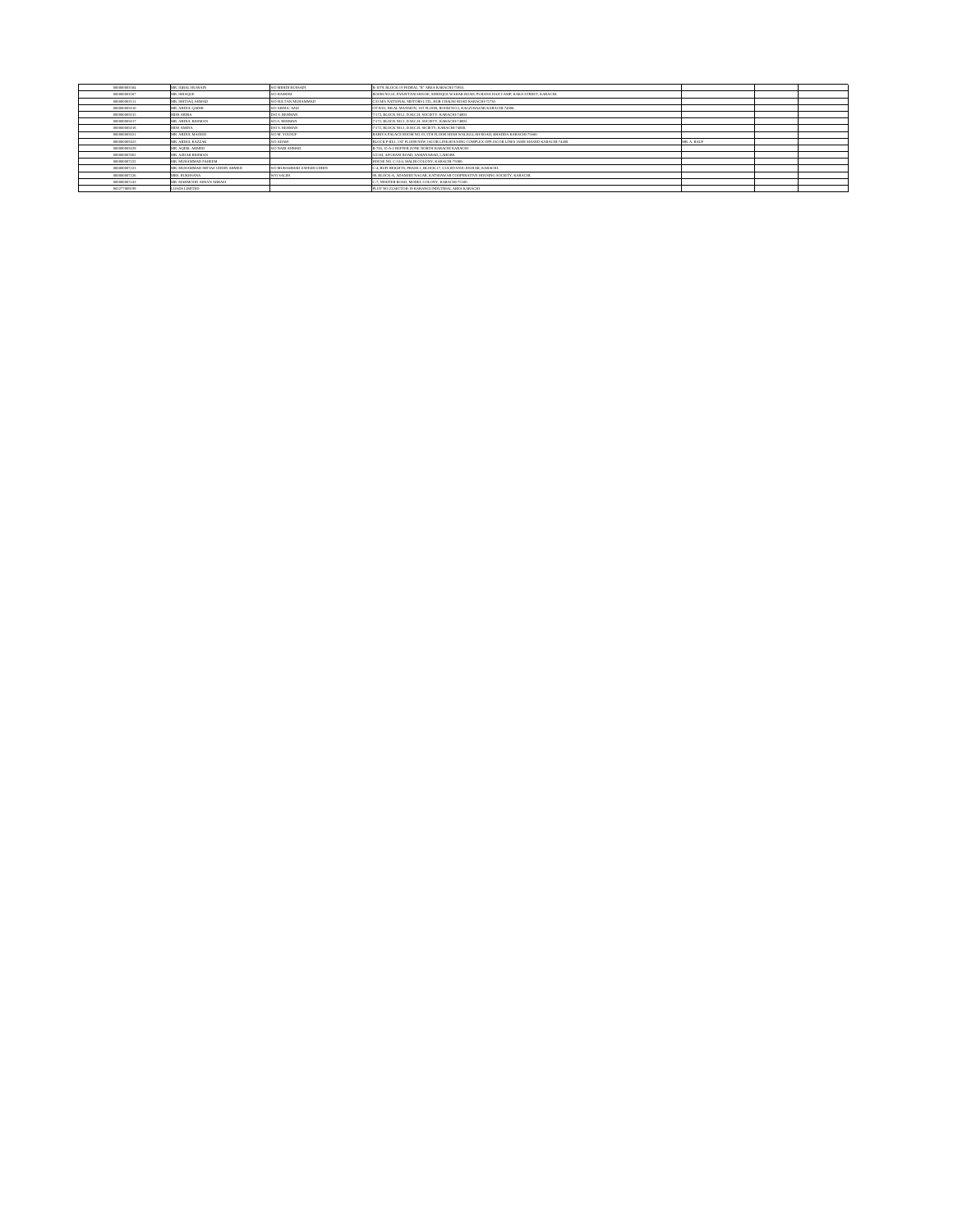| | | | | | | |
|---|---|---|---|---|---|---|
| 000000003504 | MR. IQBAL HUSSAIN | S/O MEHDI HUSSAIN | R-3079, BLOCK-19 FEDRAL "B" AREA KARACHI-75950. | | | |
| 000000003507 | MR. ISHAQUE | S/O HASHIM | ROOM NO.18, PANJETANI HOUSE, SIDDIQUI WAHAB ROAD, PURANA HAJI CAMP, KAKA STREET, KARACHI. | | | |
| 000000003511 | MR. ISHTIAQ AHMAD | S/O SULTAN MUHAMMAD | C/O M/S NATIONAL MOTORS LTD., HUB CHAUKI ROAD KARACHI-75730. | | | |
| 000000003310 | MR. ABDUL QADIR | S/O ABDUL AZIZ | ST-8/10, HILAL MANSION, 1ST FLOOR, ROOM NO.S, KAGZI BAZAR KARACHI-74000. | | | |
| 000000003315 | MISS ARIBA | D/O S. REHMAN | 7/172, BLOCK NO.3, D.M.C.H. SOCIETY, KARACHI-74800. | | | |
| 000000003317 | MR. ABDUL REHMAN | S/O S. REHMAN | 7/172, BLOCK NO.3, D.M.C.H. SOCIETY, KARACHI-74800. | | | |
| 000000003318 | MISS AMINA | D/O S. REHMAN | 7/172, BLOCK NO.3, D.M.C.H. SOCIETY, KARACHI-74800. | | | |
| 000000003321 | MR. ABDUL MAJEED | S/O M. YOUSUF | RABIYA PALACE ROOM NO.19, 5TH FLOOR SHAH WALIULLAH ROAD, KHADDA KARACHI-75660. | | | |
| 000000003323 | MR. ABDUL RAZZAK | S/O ADAM | BLOCK P-B12, 1ST FLOOR NEW JACOB LINE,HOUSING COMPLEX OPP.JACOB LINES JAMIE MASJID KARACHI-74400. | MR. A. RAUF | | |
| 000000003329 | MR. AQEEL AHMED | S/O NABI AHMAD | R-766, 15-A/2 BUFFER ZONE NORTH KARACHI KARACHI | | | |
| 000000007001 | MR. AZHAR REHMAN | | 5/2/141, AFGHANI ROAD, SAMANABAD, LAHORE. | | | |
| 000000007222 | MR. MUHAMMAD FAHEEM | | HOUSE NO. C-53/2, MALIR COLONY, KARACHI-75080. | | | |
| 000000007223 | MR. MUHAMMAD IMTIAZ UDDIN AHMED | S/O MUHAMMAD ZAHEERUDDIN | C-4, RUFI HEIGHTS, PHASE-1, BLOCK-17, GULISTAN-E-JOUHAR, KARACHI. | | | |
| 000000007226 | MRS. RUKHSANA | W/O SALIM | 90, BLOCK-A, ADAMJEE NAGAR, KATHIAWAR COOPERATIVE HOUSING SOCIETY, KARACHI. | | | |
| 000000007245 | MR. MAHMOOD AHSAN ABBASI | | C-7, NISHTER ROAD, MODEL COLONY, KARACHI-75100. | | | |
| 003277000199 | LOADS LIMITED | | PLOT NO.23,SECTOR-19 KARANGI INDUSTRIAL AREA KARACHI | | | |